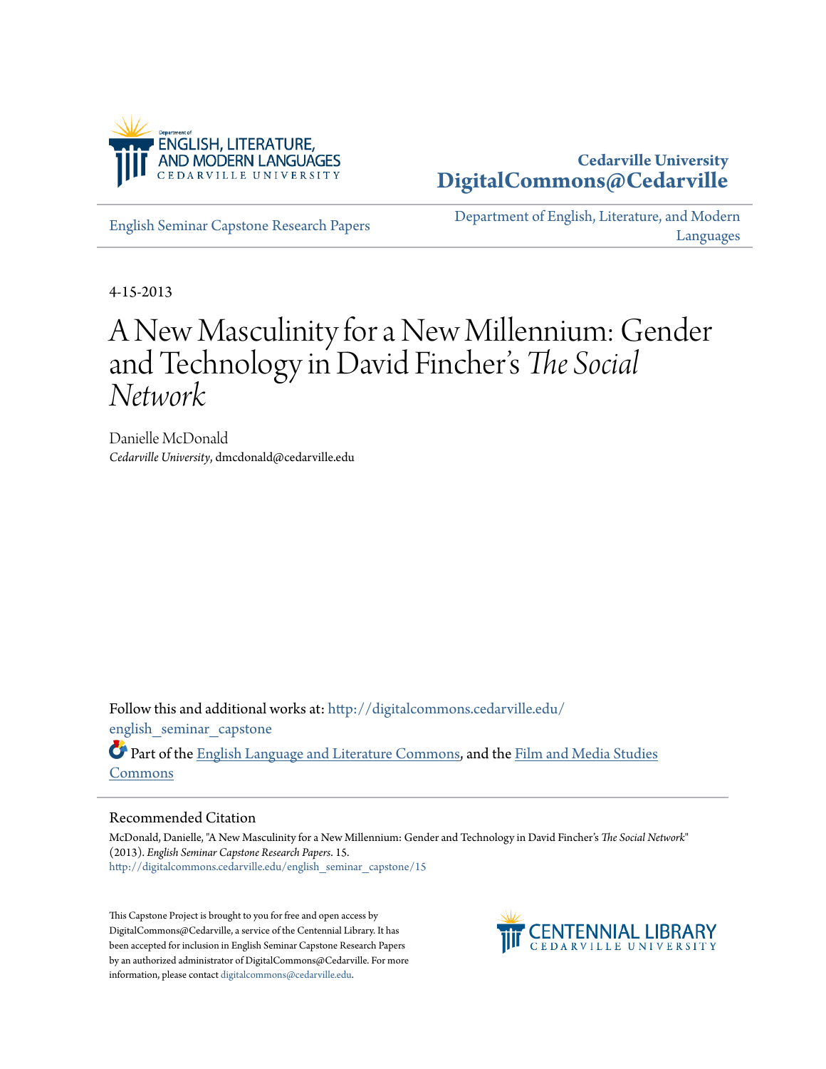Department of ENGLISH, LITERATURE, AND MODERN LANGUAGES
CEDARVILLE UNIVERSITY

**Cedarville University**
**DigitalCommons@Cedarville**

English Seminar Capstone Research Papers

Department of English, Literature, and Modern Languages

4-15-2013

# A New Masculinity for a New Millennium: Gender and Technology in David Fincher's *The Social Network*

Danielle McDonald
*Cedarville University*, dmcdonald@cedarville.edu

Follow this and additional works at: http://digitalcommons.cedarville.edu/english_seminar_capstone

Part of the English Language and Literature Commons, and the Film and Media Studies Commons

## Recommended Citation

McDonald, Danielle, "A New Masculinity for a New Millennium: Gender and Technology in David Fincher's *The Social Network*" (2013). *English Seminar Capstone Research Papers*. 15.
http://digitalcommons.cedarville.edu/english_seminar_capstone/15

This Capstone Project is brought to you for free and open access by DigitalCommons@Cedarville, a service of the Centennial Library. It has been accepted for inclusion in English Seminar Capstone Research Papers by an authorized administrator of DigitalCommons@Cedarville. For more information, please contact digitalcommons@cedarville.edu.

CENTENNIAL LIBRARY
CEDARVILLE UNIVERSITY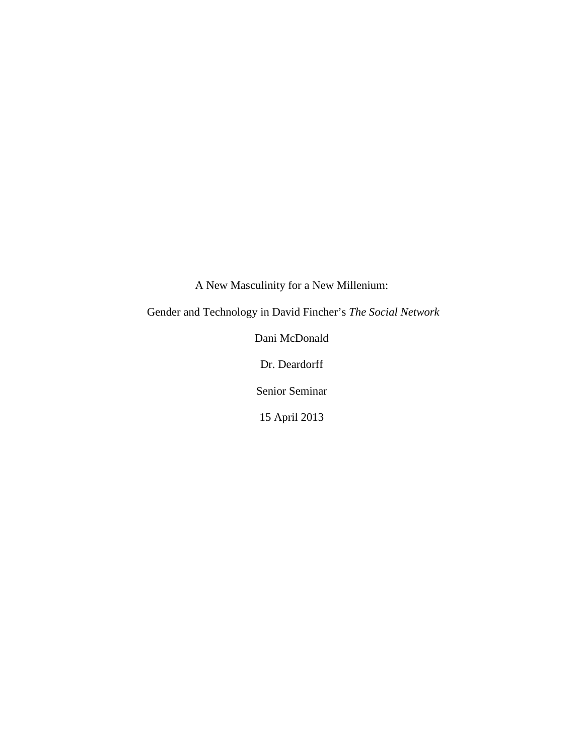A New Masculinity for a New Millenium:

Gender and Technology in David Fincher's *The Social Network*

Dani McDonald

Dr. Deardorff

Senior Seminar

15 April 2013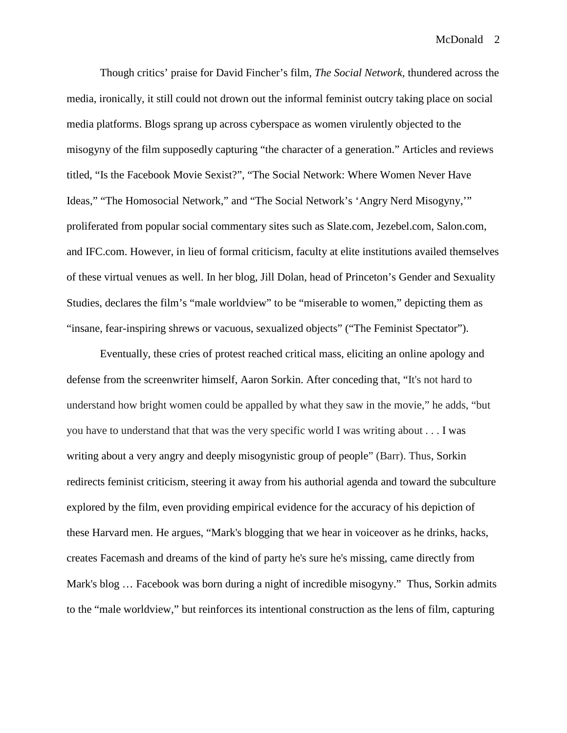Though critics' praise for David Fincher's film, *The Social Network*, thundered across the media, ironically, it still could not drown out the informal feminist outcry taking place on social media platforms. Blogs sprang up across cyberspace as women virulently objected to the misogyny of the film supposedly capturing "the character of a generation." Articles and reviews titled, "Is the Facebook Movie Sexist?", "The Social Network: Where Women Never Have Ideas," "The Homosocial Network," and "The Social Network's 'Angry Nerd Misogyny,'" proliferated from popular social commentary sites such as Slate.com, Jezebel.com, Salon.com, and IFC.com. However, in lieu of formal criticism, faculty at elite institutions availed themselves of these virtual venues as well. In her blog, Jill Dolan, head of Princeton's Gender and Sexuality Studies, declares the film's "male worldview" to be "miserable to women," depicting them as "insane, fear-inspiring shrews or vacuous, sexualized objects" ("The Feminist Spectator").

Eventually, these cries of protest reached critical mass, eliciting an online apology and defense from the screenwriter himself, Aaron Sorkin. After conceding that, "It's not hard to understand how bright women could be appalled by what they saw in the movie," he adds, "but you have to understand that that was the very specific world I was writing about . . . I was writing about a very angry and deeply misogynistic group of people" (Barr). Thus, Sorkin redirects feminist criticism, steering it away from his authorial agenda and toward the subculture explored by the film, even providing empirical evidence for the accuracy of his depiction of these Harvard men. He argues, "Mark's blogging that we hear in voiceover as he drinks, hacks, creates Facemash and dreams of the kind of party he's sure he's missing, came directly from Mark's blog … Facebook was born during a night of incredible misogyny." Thus, Sorkin admits to the "male worldview," but reinforces its intentional construction as the lens of film, capturing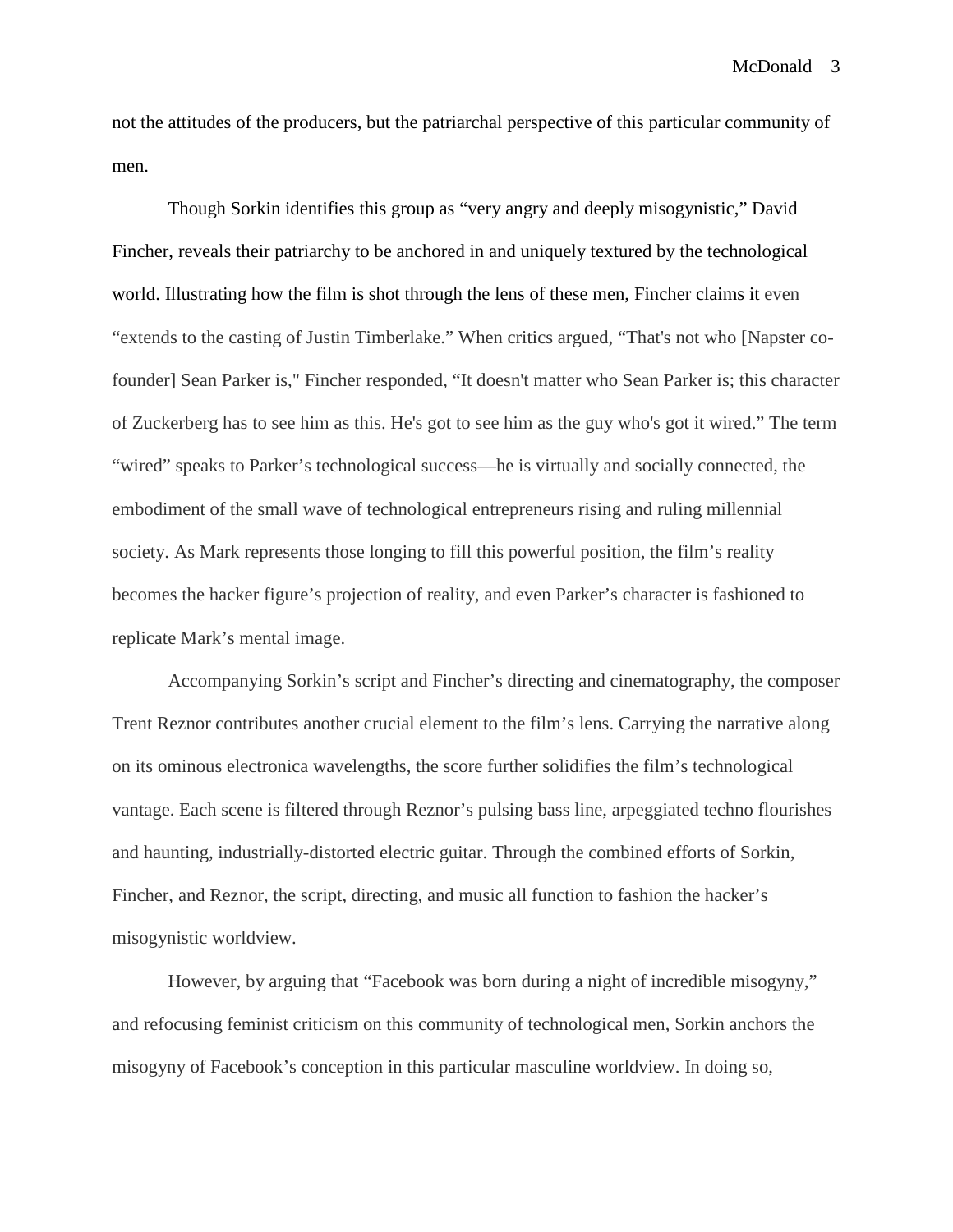not the attitudes of the producers, but the patriarchal perspective of this particular community of men.

Though Sorkin identifies this group as "very angry and deeply misogynistic," David Fincher, reveals their patriarchy to be anchored in and uniquely textured by the technological world. Illustrating how the film is shot through the lens of these men, Fincher claims it even "extends to the casting of Justin Timberlake." When critics argued, "That's not who [Napster co-founder] Sean Parker is," Fincher responded, "It doesn't matter who Sean Parker is; this character of Zuckerberg has to see him as this. He's got to see him as the guy who's got it wired." The term "wired" speaks to Parker's technological success—he is virtually and socially connected, the embodiment of the small wave of technological entrepreneurs rising and ruling millennial society. As Mark represents those longing to fill this powerful position, the film's reality becomes the hacker figure's projection of reality, and even Parker's character is fashioned to replicate Mark's mental image.

Accompanying Sorkin's script and Fincher's directing and cinematography, the composer Trent Reznor contributes another crucial element to the film's lens. Carrying the narrative along on its ominous electronica wavelengths, the score further solidifies the film's technological vantage. Each scene is filtered through Reznor's pulsing bass line, arpeggiated techno flourishes and haunting, industrially-distorted electric guitar. Through the combined efforts of Sorkin, Fincher, and Reznor, the script, directing, and music all function to fashion the hacker's misogynistic worldview.

However, by arguing that "Facebook was born during a night of incredible misogyny," and refocusing feminist criticism on this community of technological men, Sorkin anchors the misogyny of Facebook's conception in this particular masculine worldview. In doing so,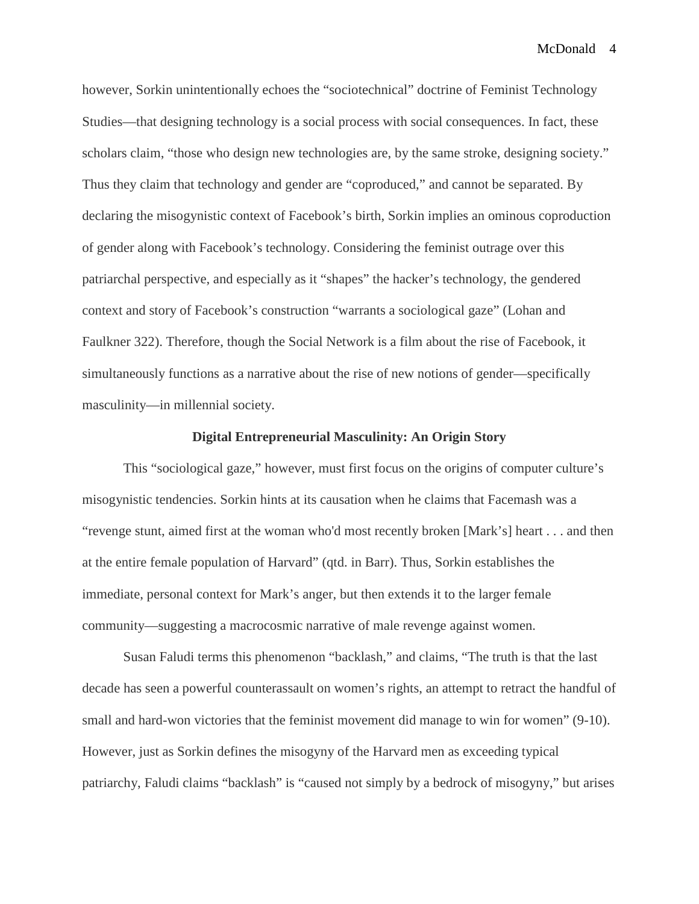however, Sorkin unintentionally echoes the "sociotechnical" doctrine of Feminist Technology Studies—that designing technology is a social process with social consequences. In fact, these scholars claim, "those who design new technologies are, by the same stroke, designing society." Thus they claim that technology and gender are "coproduced," and cannot be separated. By declaring the misogynistic context of Facebook's birth, Sorkin implies an ominous coproduction of gender along with Facebook's technology. Considering the feminist outrage over this patriarchal perspective, and especially as it "shapes" the hacker's technology, the gendered context and story of Facebook's construction "warrants a sociological gaze" (Lohan and Faulkner 322). Therefore, though the Social Network is a film about the rise of Facebook, it simultaneously functions as a narrative about the rise of new notions of gender—specifically masculinity—in millennial society.

## Digital Entrepreneurial Masculinity: An Origin Story

This "sociological gaze," however, must first focus on the origins of computer culture's misogynistic tendencies. Sorkin hints at its causation when he claims that Facemash was a "revenge stunt, aimed first at the woman who'd most recently broken [Mark's] heart . . . and then at the entire female population of Harvard" (qtd. in Barr). Thus, Sorkin establishes the immediate, personal context for Mark's anger, but then extends it to the larger female community—suggesting a macrocosmic narrative of male revenge against women.

Susan Faludi terms this phenomenon "backlash," and claims, "The truth is that the last decade has seen a powerful counterassault on women's rights, an attempt to retract the handful of small and hard-won victories that the feminist movement did manage to win for women" (9-10). However, just as Sorkin defines the misogyny of the Harvard men as exceeding typical patriarchy, Faludi claims "backlash" is "caused not simply by a bedrock of misogyny," but arises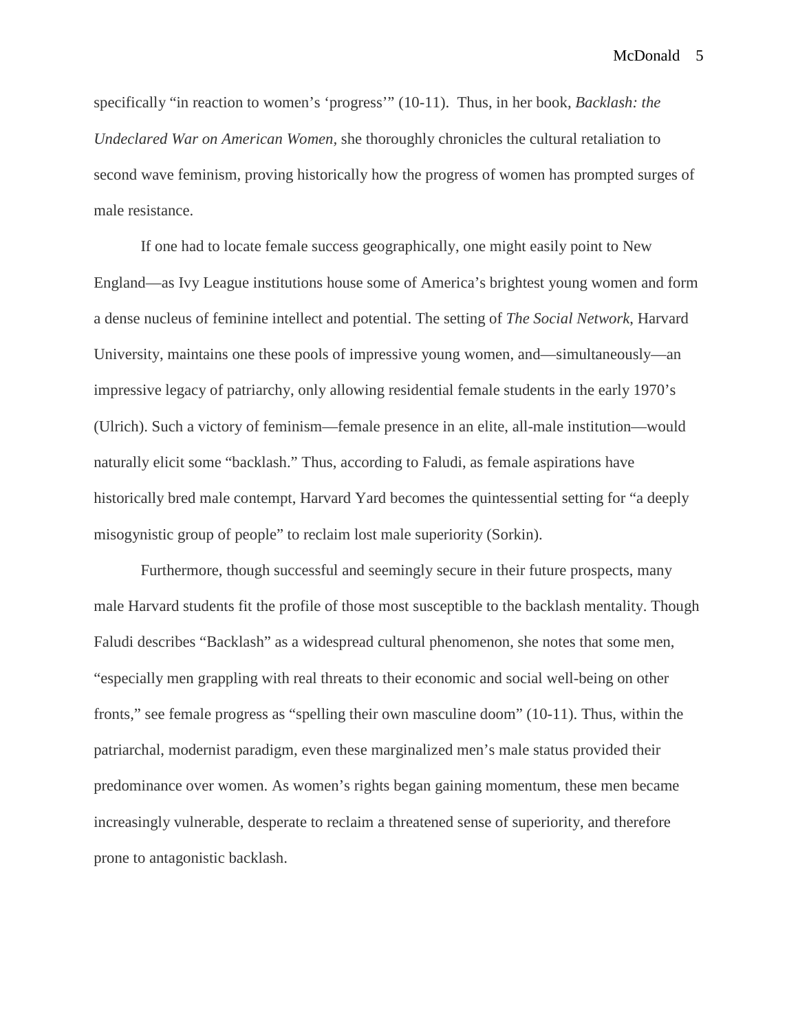specifically "in reaction to women's 'progress'" (10-11).  Thus, in her book, *Backlash: the Undeclared War on American Women,* she thoroughly chronicles the cultural retaliation to second wave feminism, proving historically how the progress of women has prompted surges of male resistance.

If one had to locate female success geographically, one might easily point to New England—as Ivy League institutions house some of America's brightest young women and form a dense nucleus of feminine intellect and potential. The setting of *The Social Network*, Harvard University, maintains one these pools of impressive young women, and—simultaneously—an impressive legacy of patriarchy, only allowing residential female students in the early 1970's (Ulrich). Such a victory of feminism—female presence in an elite, all-male institution—would naturally elicit some "backlash." Thus, according to Faludi, as female aspirations have historically bred male contempt, Harvard Yard becomes the quintessential setting for "a deeply misogynistic group of people" to reclaim lost male superiority (Sorkin).

Furthermore, though successful and seemingly secure in their future prospects, many male Harvard students fit the profile of those most susceptible to the backlash mentality. Though Faludi describes "Backlash" as a widespread cultural phenomenon, she notes that some men, "especially men grappling with real threats to their economic and social well-being on other fronts," see female progress as "spelling their own masculine doom" (10-11). Thus, within the patriarchal, modernist paradigm, even these marginalized men's male status provided their predominance over women. As women's rights began gaining momentum, these men became increasingly vulnerable, desperate to reclaim a threatened sense of superiority, and therefore prone to antagonistic backlash.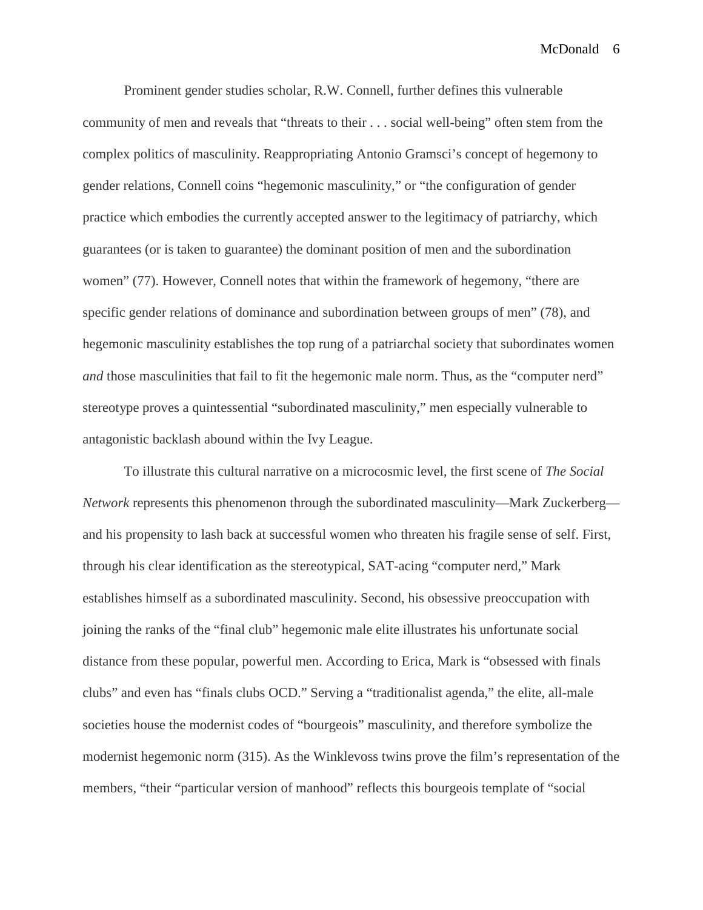Prominent gender studies scholar, R.W. Connell, further defines this vulnerable community of men and reveals that "threats to their . . . social well-being" often stem from the complex politics of masculinity. Reappropriating Antonio Gramsci's concept of hegemony to gender relations, Connell coins "hegemonic masculinity," or "the configuration of gender practice which embodies the currently accepted answer to the legitimacy of patriarchy, which guarantees (or is taken to guarantee) the dominant position of men and the subordination women" (77). However, Connell notes that within the framework of hegemony, "there are specific gender relations of dominance and subordination between groups of men" (78), and hegemonic masculinity establishes the top rung of a patriarchal society that subordinates women *and* those masculinities that fail to fit the hegemonic male norm. Thus, as the "computer nerd" stereotype proves a quintessential "subordinated masculinity," men especially vulnerable to antagonistic backlash abound within the Ivy League.

To illustrate this cultural narrative on a microcosmic level, the first scene of *The Social Network* represents this phenomenon through the subordinated masculinity—Mark Zuckerberg—and his propensity to lash back at successful women who threaten his fragile sense of self. First, through his clear identification as the stereotypical, SAT-acing "computer nerd," Mark establishes himself as a subordinated masculinity. Second, his obsessive preoccupation with joining the ranks of the "final club" hegemonic male elite illustrates his unfortunate social distance from these popular, powerful men. According to Erica, Mark is "obsessed with finals clubs" and even has "finals clubs OCD." Serving a "traditionalist agenda," the elite, all-male societies house the modernist codes of "bourgeois" masculinity, and therefore symbolize the modernist hegemonic norm (315). As the Winklevoss twins prove the film's representation of the members, "their "particular version of manhood" reflects this bourgeois template of "social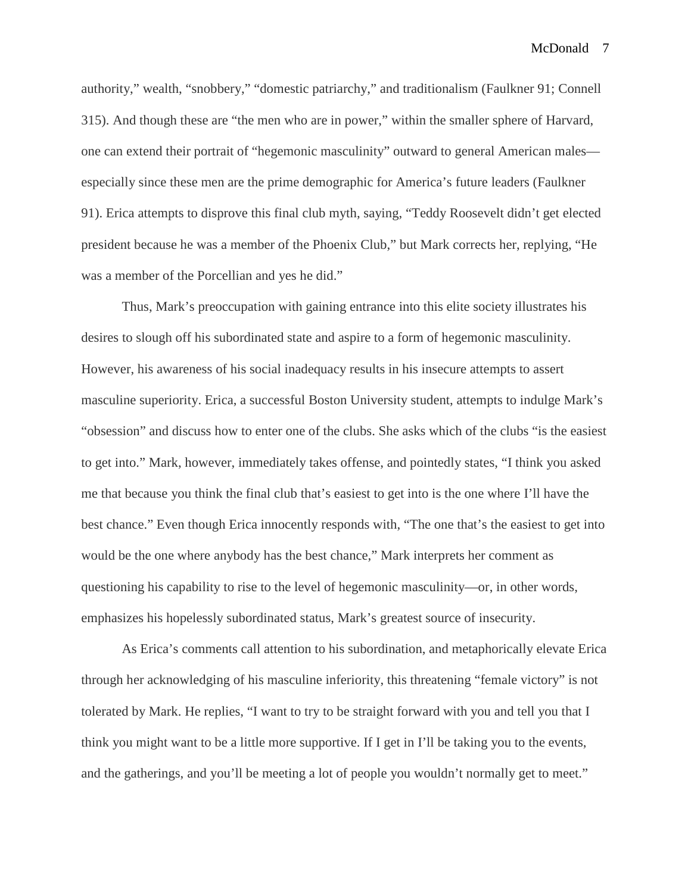authority," wealth, "snobbery," "domestic patriarchy," and traditionalism (Faulkner 91; Connell 315). And though these are "the men who are in power," within the smaller sphere of Harvard, one can extend their portrait of "hegemonic masculinity" outward to general American males—especially since these men are the prime demographic for America's future leaders (Faulkner 91). Erica attempts to disprove this final club myth, saying, "Teddy Roosevelt didn't get elected president because he was a member of the Phoenix Club," but Mark corrects her, replying, "He was a member of the Porcellian and yes he did."

Thus, Mark's preoccupation with gaining entrance into this elite society illustrates his desires to slough off his subordinated state and aspire to a form of hegemonic masculinity. However, his awareness of his social inadequacy results in his insecure attempts to assert masculine superiority. Erica, a successful Boston University student, attempts to indulge Mark's "obsession" and discuss how to enter one of the clubs. She asks which of the clubs "is the easiest to get into." Mark, however, immediately takes offense, and pointedly states, "I think you asked me that because you think the final club that's easiest to get into is the one where I'll have the best chance." Even though Erica innocently responds with, "The one that's the easiest to get into would be the one where anybody has the best chance," Mark interprets her comment as questioning his capability to rise to the level of hegemonic masculinity—or, in other words, emphasizes his hopelessly subordinated status, Mark's greatest source of insecurity.

As Erica's comments call attention to his subordination, and metaphorically elevate Erica through her acknowledging of his masculine inferiority, this threatening "female victory" is not tolerated by Mark. He replies, "I want to try to be straight forward with you and tell you that I think you might want to be a little more supportive. If I get in I'll be taking you to the events, and the gatherings, and you'll be meeting a lot of people you wouldn't normally get to meet."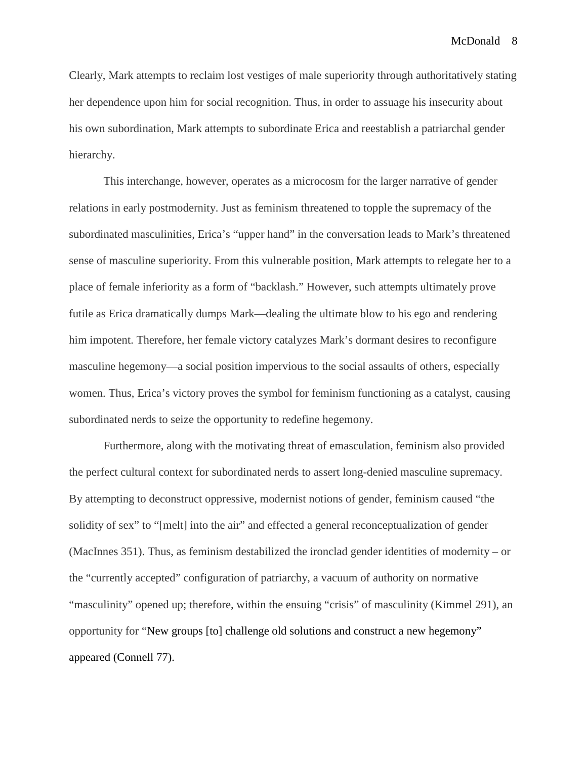Clearly, Mark attempts to reclaim lost vestiges of male superiority through authoritatively stating her dependence upon him for social recognition. Thus, in order to assuage his insecurity about his own subordination, Mark attempts to subordinate Erica and reestablish a patriarchal gender hierarchy.

This interchange, however, operates as a microcosm for the larger narrative of gender relations in early postmodernity. Just as feminism threatened to topple the supremacy of the subordinated masculinities, Erica's "upper hand" in the conversation leads to Mark's threatened sense of masculine superiority. From this vulnerable position, Mark attempts to relegate her to a place of female inferiority as a form of "backlash." However, such attempts ultimately prove futile as Erica dramatically dumps Mark—dealing the ultimate blow to his ego and rendering him impotent. Therefore, her female victory catalyzes Mark's dormant desires to reconfigure masculine hegemony—a social position impervious to the social assaults of others, especially women. Thus, Erica's victory proves the symbol for feminism functioning as a catalyst, causing subordinated nerds to seize the opportunity to redefine hegemony.

Furthermore, along with the motivating threat of emasculation, feminism also provided the perfect cultural context for subordinated nerds to assert long-denied masculine supremacy. By attempting to deconstruct oppressive, modernist notions of gender, feminism caused "the solidity of sex" to "[melt] into the air" and effected a general reconceptualization of gender (MacInnes 351). Thus, as feminism destabilized the ironclad gender identities of modernity – or the "currently accepted" configuration of patriarchy, a vacuum of authority on normative "masculinity" opened up; therefore, within the ensuing "crisis" of masculinity (Kimmel 291), an opportunity for "New groups [to] challenge old solutions and construct a new hegemony" appeared (Connell 77).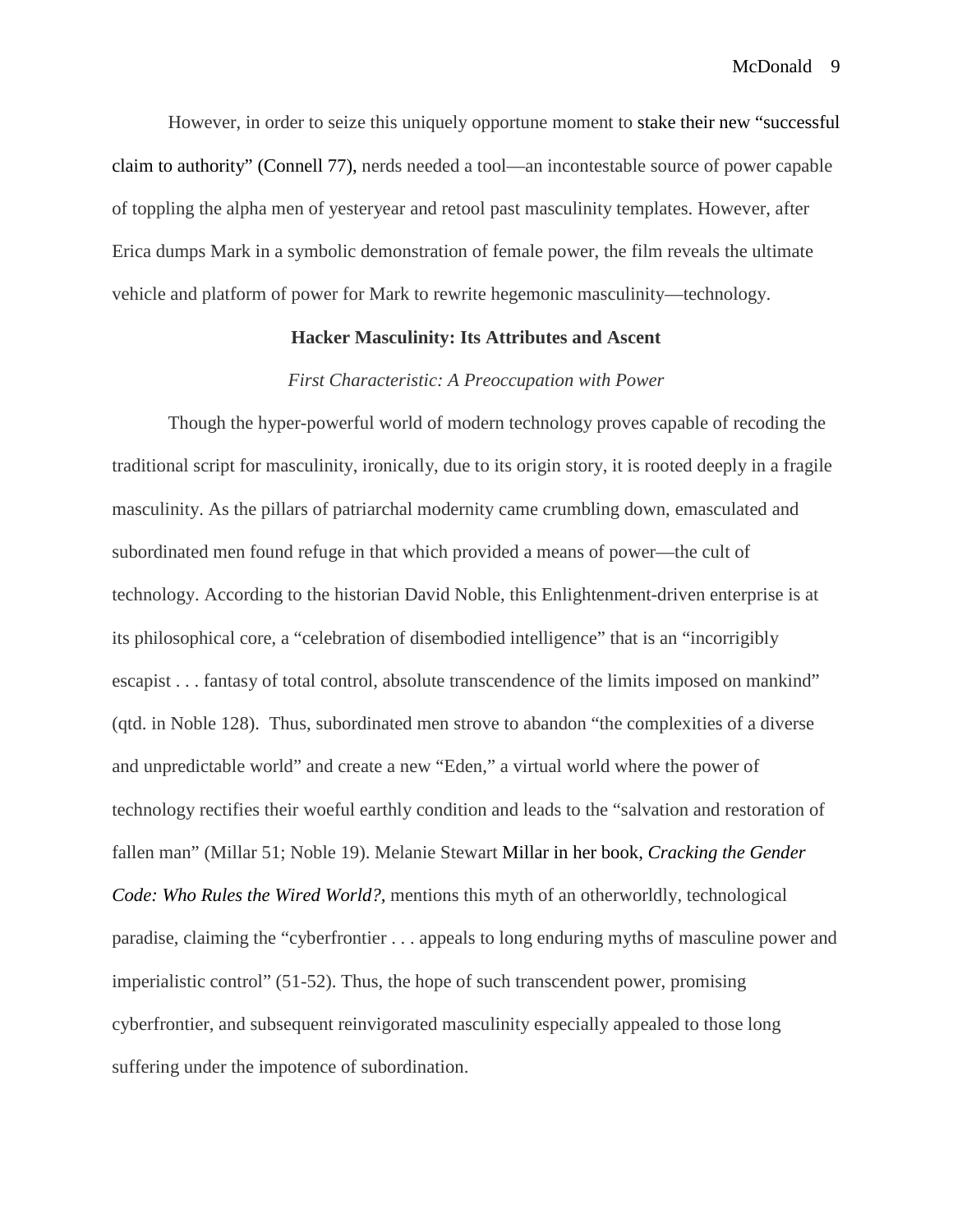However, in order to seize this uniquely opportune moment to stake their new "successful claim to authority" (Connell 77), nerds needed a tool—an incontestable source of power capable of toppling the alpha men of yesteryear and retool past masculinity templates. However, after Erica dumps Mark in a symbolic demonstration of female power, the film reveals the ultimate vehicle and platform of power for Mark to rewrite hegemonic masculinity—technology.

## Hacker Masculinity: Its Attributes and Ascent

### *First Characteristic: A Preoccupation with Power*

Though the hyper-powerful world of modern technology proves capable of recoding the traditional script for masculinity, ironically, due to its origin story, it is rooted deeply in a fragile masculinity. As the pillars of patriarchal modernity came crumbling down, emasculated and subordinated men found refuge in that which provided a means of power—the cult of technology. According to the historian David Noble, this Enlightenment-driven enterprise is at its philosophical core, a "celebration of disembodied intelligence" that is an "incorrigibly escapist . . . fantasy of total control, absolute transcendence of the limits imposed on mankind" (qtd. in Noble 128). Thus, subordinated men strove to abandon "the complexities of a diverse and unpredictable world" and create a new "Eden," a virtual world where the power of technology rectifies their woeful earthly condition and leads to the "salvation and restoration of fallen man" (Millar 51; Noble 19). Melanie Stewart Millar in her book, *Cracking the Gender Code: Who Rules the Wired World?*, mentions this myth of an otherworldly, technological paradise, claiming the "cyberfrontier . . . appeals to long enduring myths of masculine power and imperialistic control" (51-52). Thus, the hope of such transcendent power, promising cyberfrontier, and subsequent reinvigorated masculinity especially appealed to those long suffering under the impotence of subordination.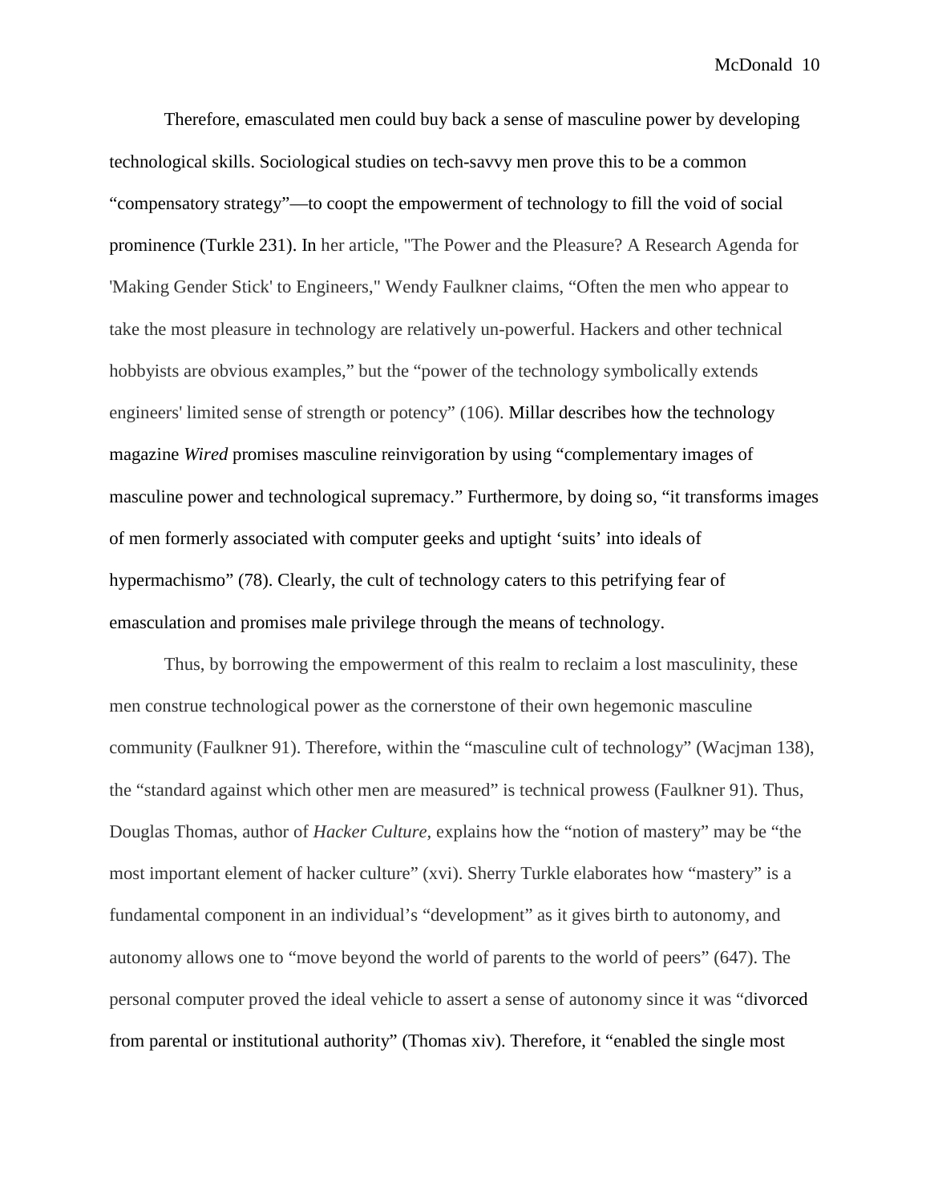Therefore, emasculated men could buy back a sense of masculine power by developing technological skills. Sociological studies on tech-savvy men prove this to be a common "compensatory strategy"—to coopt the empowerment of technology to fill the void of social prominence (Turkle 231). In her article, "The Power and the Pleasure? A Research Agenda for 'Making Gender Stick' to Engineers," Wendy Faulkner claims, "Often the men who appear to take the most pleasure in technology are relatively un-powerful. Hackers and other technical hobbyists are obvious examples," but the "power of the technology symbolically extends engineers' limited sense of strength or potency" (106). Millar describes how the technology magazine *Wired* promises masculine reinvigoration by using "complementary images of masculine power and technological supremacy." Furthermore, by doing so, "it transforms images of men formerly associated with computer geeks and uptight 'suits' into ideals of hypermachismo" (78). Clearly, the cult of technology caters to this petrifying fear of emasculation and promises male privilege through the means of technology.

Thus, by borrowing the empowerment of this realm to reclaim a lost masculinity, these men construe technological power as the cornerstone of their own hegemonic masculine community (Faulkner 91). Therefore, within the "masculine cult of technology" (Wacjman 138), the "standard against which other men are measured" is technical prowess (Faulkner 91). Thus, Douglas Thomas, author of *Hacker Culture*, explains how the "notion of mastery" may be "the most important element of hacker culture" (xvi). Sherry Turkle elaborates how "mastery" is a fundamental component in an individual's "development" as it gives birth to autonomy, and autonomy allows one to "move beyond the world of parents to the world of peers" (647). The personal computer proved the ideal vehicle to assert a sense of autonomy since it was "divorced from parental or institutional authority" (Thomas xiv). Therefore, it "enabled the single most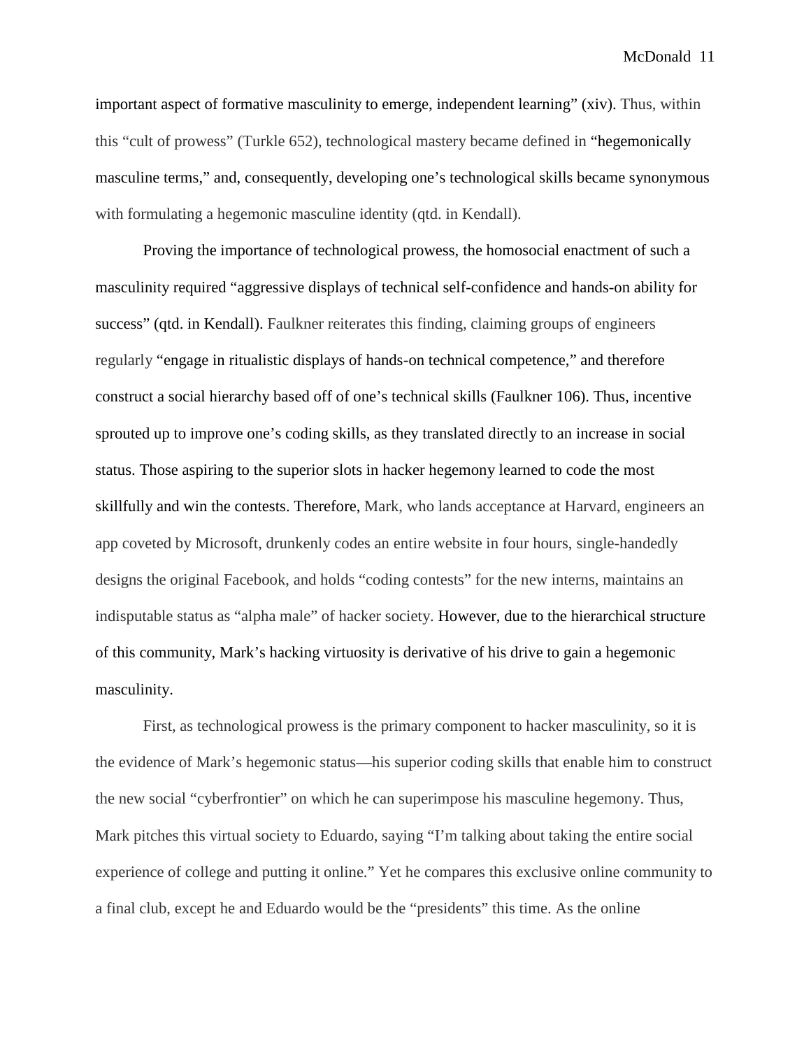important aspect of formative masculinity to emerge, independent learning" (xiv). Thus, within this "cult of prowess" (Turkle 652), technological mastery became defined in "hegemonically masculine terms," and, consequently, developing one's technological skills became synonymous with formulating a hegemonic masculine identity (qtd. in Kendall).

Proving the importance of technological prowess, the homosocial enactment of such a masculinity required "aggressive displays of technical self-confidence and hands-on ability for success" (qtd. in Kendall). Faulkner reiterates this finding, claiming groups of engineers regularly "engage in ritualistic displays of hands-on technical competence," and therefore construct a social hierarchy based off of one's technical skills (Faulkner 106). Thus, incentive sprouted up to improve one's coding skills, as they translated directly to an increase in social status. Those aspiring to the superior slots in hacker hegemony learned to code the most skillfully and win the contests. Therefore, Mark, who lands acceptance at Harvard, engineers an app coveted by Microsoft, drunkenly codes an entire website in four hours, single-handedly designs the original Facebook, and holds "coding contests" for the new interns, maintains an indisputable status as "alpha male" of hacker society. However, due to the hierarchical structure of this community, Mark's hacking virtuosity is derivative of his drive to gain a hegemonic masculinity.

First, as technological prowess is the primary component to hacker masculinity, so it is the evidence of Mark's hegemonic status—his superior coding skills that enable him to construct the new social "cyberfrontier" on which he can superimpose his masculine hegemony. Thus, Mark pitches this virtual society to Eduardo, saying "I'm talking about taking the entire social experience of college and putting it online." Yet he compares this exclusive online community to a final club, except he and Eduardo would be the "presidents" this time. As the online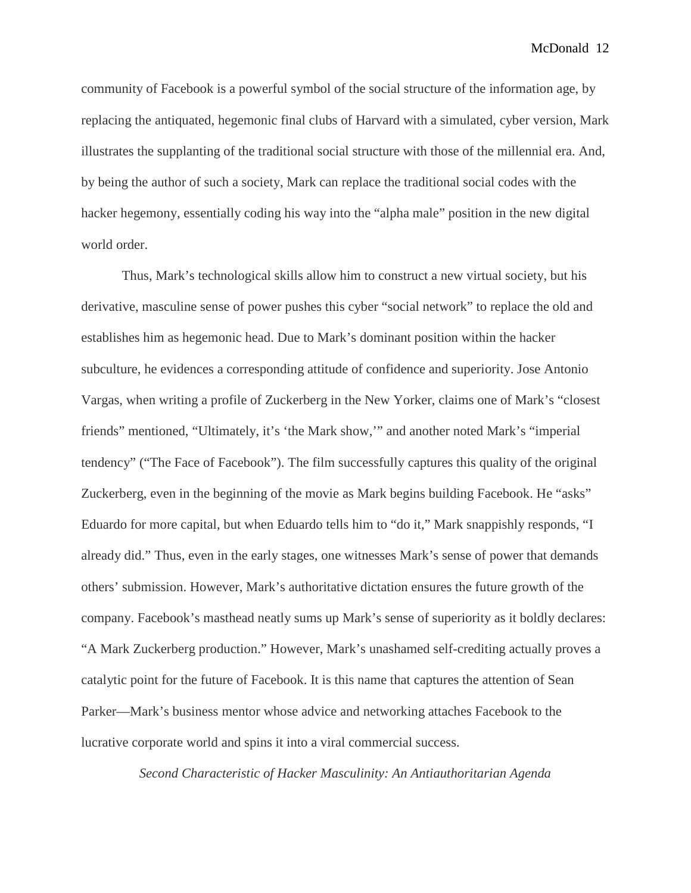community of Facebook is a powerful symbol of the social structure of the information age, by replacing the antiquated, hegemonic final clubs of Harvard with a simulated, cyber version, Mark illustrates the supplanting of the traditional social structure with those of the millennial era. And, by being the author of such a society, Mark can replace the traditional social codes with the hacker hegemony, essentially coding his way into the "alpha male" position in the new digital world order.

Thus, Mark's technological skills allow him to construct a new virtual society, but his derivative, masculine sense of power pushes this cyber "social network" to replace the old and establishes him as hegemonic head. Due to Mark's dominant position within the hacker subculture, he evidences a corresponding attitude of confidence and superiority. Jose Antonio Vargas, when writing a profile of Zuckerberg in the New Yorker, claims one of Mark's "closest friends" mentioned, "Ultimately, it's 'the Mark show,'" and another noted Mark's "imperial tendency" ("The Face of Facebook"). The film successfully captures this quality of the original Zuckerberg, even in the beginning of the movie as Mark begins building Facebook. He "asks" Eduardo for more capital, but when Eduardo tells him to "do it," Mark snappishly responds, "I already did." Thus, even in the early stages, one witnesses Mark's sense of power that demands others' submission. However, Mark's authoritative dictation ensures the future growth of the company. Facebook's masthead neatly sums up Mark's sense of superiority as it boldly declares: "A Mark Zuckerberg production." However, Mark's unashamed self-crediting actually proves a catalytic point for the future of Facebook. It is this name that captures the attention of Sean Parker—Mark's business mentor whose advice and networking attaches Facebook to the lucrative corporate world and spins it into a viral commercial success.

*Second Characteristic of Hacker Masculinity: An Antiauthoritarian Agenda*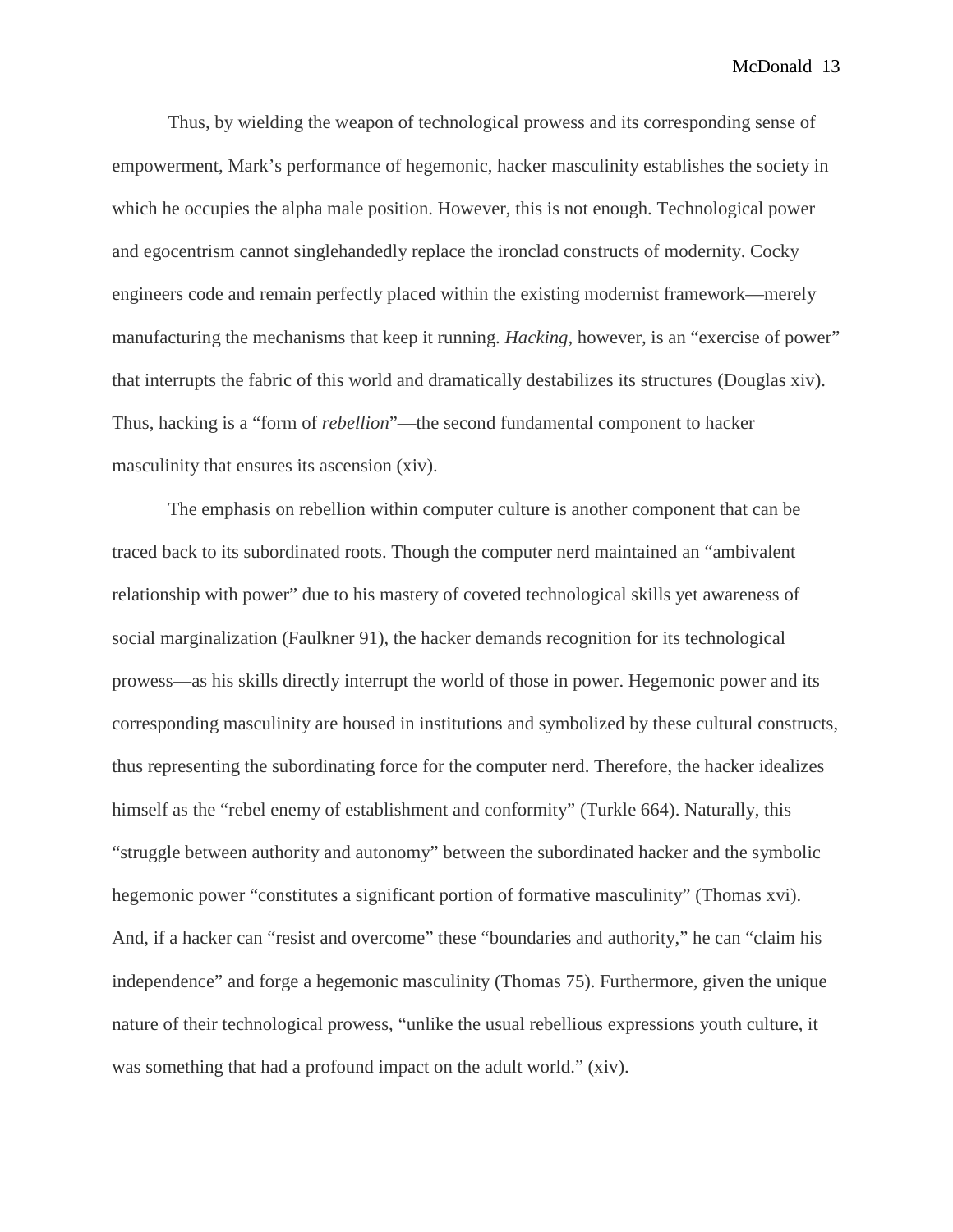Thus, by wielding the weapon of technological prowess and its corresponding sense of empowerment, Mark's performance of hegemonic, hacker masculinity establishes the society in which he occupies the alpha male position. However, this is not enough. Technological power and egocentrism cannot singlehandedly replace the ironclad constructs of modernity. Cocky engineers code and remain perfectly placed within the existing modernist framework—merely manufacturing the mechanisms that keep it running. *Hacking,* however, is an "exercise of power" that interrupts the fabric of this world and dramatically destabilizes its structures (Douglas xiv). Thus, hacking is a "form of *rebellion*"—the second fundamental component to hacker masculinity that ensures its ascension (xiv).

The emphasis on rebellion within computer culture is another component that can be traced back to its subordinated roots. Though the computer nerd maintained an "ambivalent relationship with power" due to his mastery of coveted technological skills yet awareness of social marginalization (Faulkner 91), the hacker demands recognition for its technological prowess—as his skills directly interrupt the world of those in power. Hegemonic power and its corresponding masculinity are housed in institutions and symbolized by these cultural constructs, thus representing the subordinating force for the computer nerd. Therefore, the hacker idealizes himself as the "rebel enemy of establishment and conformity" (Turkle 664). Naturally, this "struggle between authority and autonomy" between the subordinated hacker and the symbolic hegemonic power "constitutes a significant portion of formative masculinity" (Thomas xvi). And, if a hacker can "resist and overcome" these "boundaries and authority," he can "claim his independence" and forge a hegemonic masculinity (Thomas 75). Furthermore, given the unique nature of their technological prowess, "unlike the usual rebellious expressions youth culture, it was something that had a profound impact on the adult world." (xiv).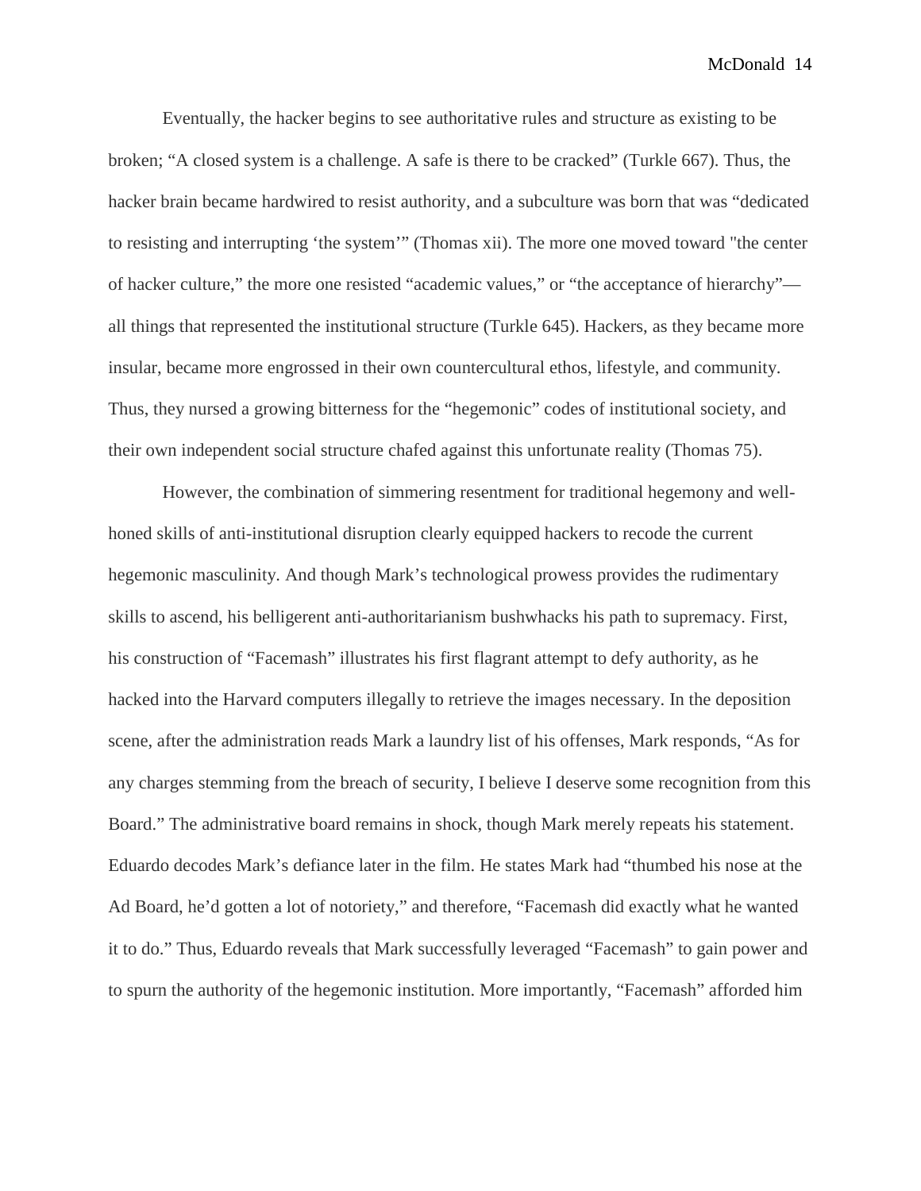Eventually, the hacker begins to see authoritative rules and structure as existing to be broken; "A closed system is a challenge. A safe is there to be cracked" (Turkle 667). Thus, the hacker brain became hardwired to resist authority, and a subculture was born that was "dedicated to resisting and interrupting 'the system'" (Thomas xii). The more one moved toward "the center of hacker culture," the more one resisted "academic values," or "the acceptance of hierarchy"—all things that represented the institutional structure (Turkle 645). Hackers, as they became more insular, became more engrossed in their own countercultural ethos, lifestyle, and community. Thus, they nursed a growing bitterness for the "hegemonic" codes of institutional society, and their own independent social structure chafed against this unfortunate reality (Thomas 75).

However, the combination of simmering resentment for traditional hegemony and well-honed skills of anti-institutional disruption clearly equipped hackers to recode the current hegemonic masculinity. And though Mark's technological prowess provides the rudimentary skills to ascend, his belligerent anti-authoritarianism bushwhacks his path to supremacy. First, his construction of "Facemash" illustrates his first flagrant attempt to defy authority, as he hacked into the Harvard computers illegally to retrieve the images necessary. In the deposition scene, after the administration reads Mark a laundry list of his offenses, Mark responds, "As for any charges stemming from the breach of security, I believe I deserve some recognition from this Board." The administrative board remains in shock, though Mark merely repeats his statement. Eduardo decodes Mark's defiance later in the film. He states Mark had "thumbed his nose at the Ad Board, he'd gotten a lot of notoriety," and therefore, "Facemash did exactly what he wanted it to do." Thus, Eduardo reveals that Mark successfully leveraged "Facemash" to gain power and to spurn the authority of the hegemonic institution. More importantly, "Facemash" afforded him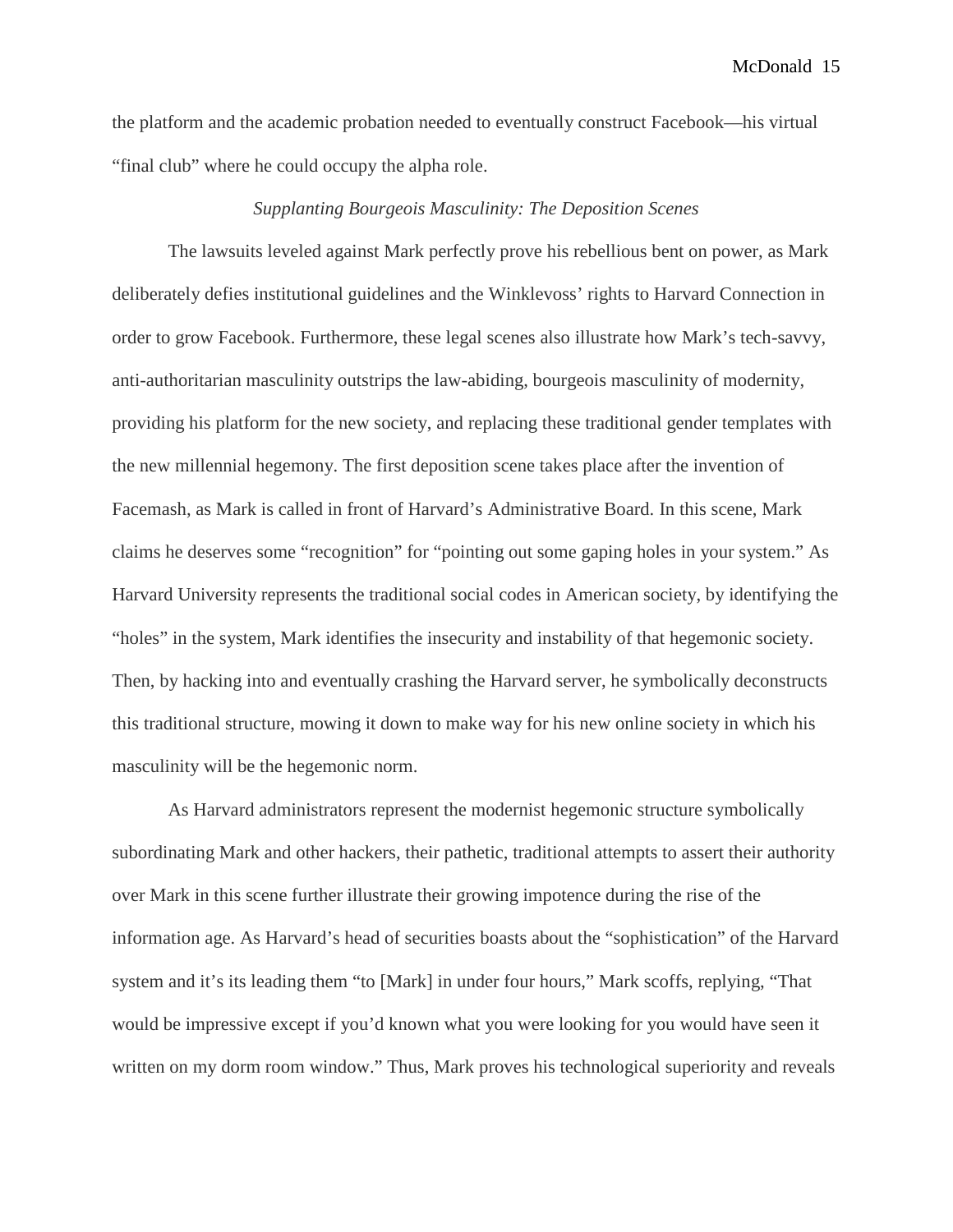the platform and the academic probation needed to eventually construct Facebook—his virtual "final club" where he could occupy the alpha role.

### *Supplanting Bourgeois Masculinity: The Deposition Scenes*

The lawsuits leveled against Mark perfectly prove his rebellious bent on power, as Mark deliberately defies institutional guidelines and the Winklevoss' rights to Harvard Connection in order to grow Facebook. Furthermore, these legal scenes also illustrate how Mark's tech-savvy, anti-authoritarian masculinity outstrips the law-abiding, bourgeois masculinity of modernity, providing his platform for the new society, and replacing these traditional gender templates with the new millennial hegemony. The first deposition scene takes place after the invention of Facemash, as Mark is called in front of Harvard's Administrative Board. In this scene, Mark claims he deserves some "recognition" for "pointing out some gaping holes in your system." As Harvard University represents the traditional social codes in American society, by identifying the "holes" in the system, Mark identifies the insecurity and instability of that hegemonic society. Then, by hacking into and eventually crashing the Harvard server, he symbolically deconstructs this traditional structure, mowing it down to make way for his new online society in which his masculinity will be the hegemonic norm.

As Harvard administrators represent the modernist hegemonic structure symbolically subordinating Mark and other hackers, their pathetic, traditional attempts to assert their authority over Mark in this scene further illustrate their growing impotence during the rise of the information age. As Harvard's head of securities boasts about the "sophistication" of the Harvard system and it's its leading them "to [Mark] in under four hours," Mark scoffs, replying, "That would be impressive except if you'd known what you were looking for you would have seen it written on my dorm room window." Thus, Mark proves his technological superiority and reveals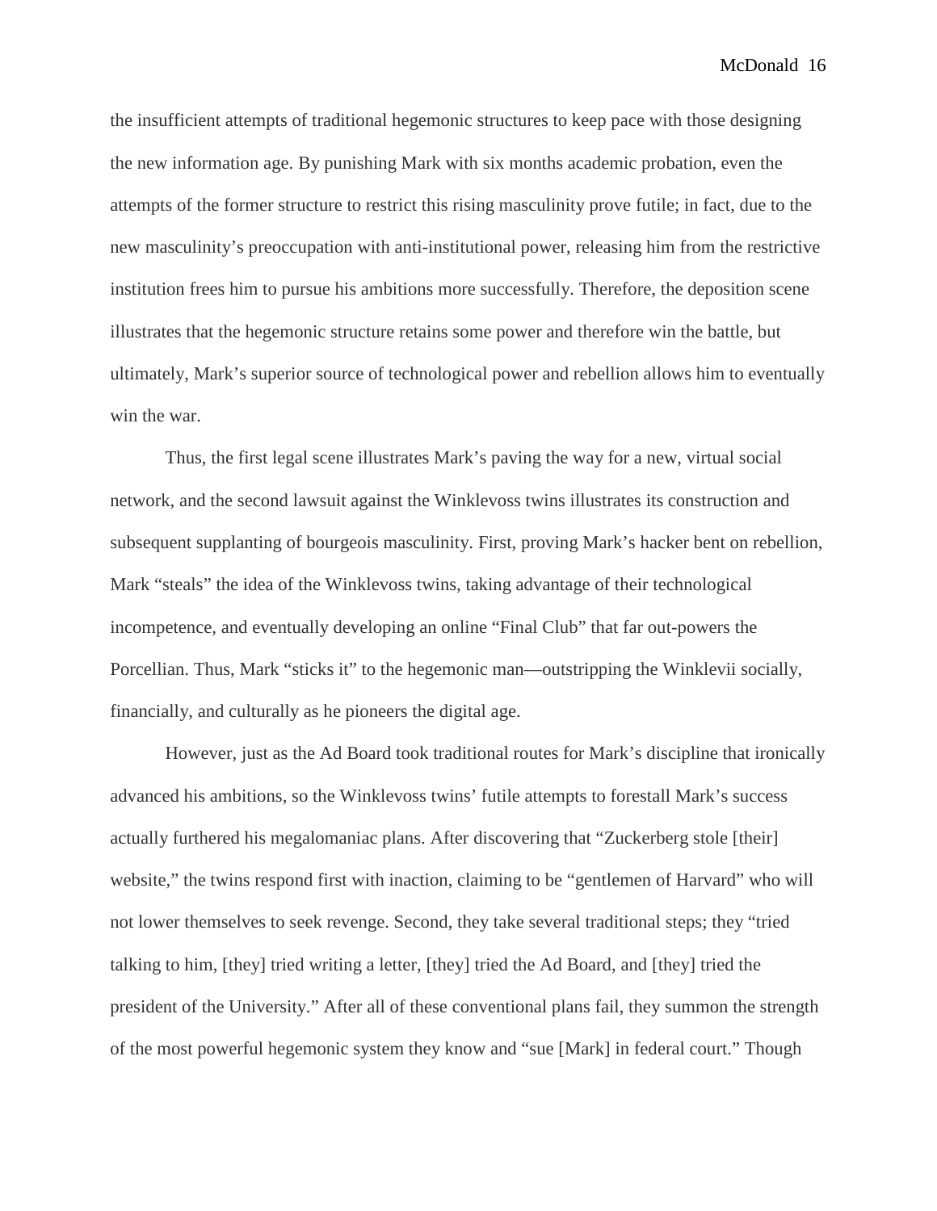the insufficient attempts of traditional hegemonic structures to keep pace with those designing the new information age. By punishing Mark with six months academic probation, even the attempts of the former structure to restrict this rising masculinity prove futile; in fact, due to the new masculinity's preoccupation with anti-institutional power, releasing him from the restrictive institution frees him to pursue his ambitions more successfully. Therefore, the deposition scene illustrates that the hegemonic structure retains some power and therefore win the battle, but ultimately, Mark's superior source of technological power and rebellion allows him to eventually win the war.

Thus, the first legal scene illustrates Mark's paving the way for a new, virtual social network, and the second lawsuit against the Winklevoss twins illustrates its construction and subsequent supplanting of bourgeois masculinity. First, proving Mark's hacker bent on rebellion, Mark "steals" the idea of the Winklevoss twins, taking advantage of their technological incompetence, and eventually developing an online "Final Club" that far out-powers the Porcellian. Thus, Mark "sticks it" to the hegemonic man—outstripping the Winklevii socially, financially, and culturally as he pioneers the digital age.

However, just as the Ad Board took traditional routes for Mark's discipline that ironically advanced his ambitions, so the Winklevoss twins' futile attempts to forestall Mark's success actually furthered his megalomaniac plans. After discovering that "Zuckerberg stole [their] website," the twins respond first with inaction, claiming to be "gentlemen of Harvard" who will not lower themselves to seek revenge. Second, they take several traditional steps; they "tried talking to him, [they] tried writing a letter, [they] tried the Ad Board, and [they] tried the president of the University." After all of these conventional plans fail, they summon the strength of the most powerful hegemonic system they know and "sue [Mark] in federal court." Though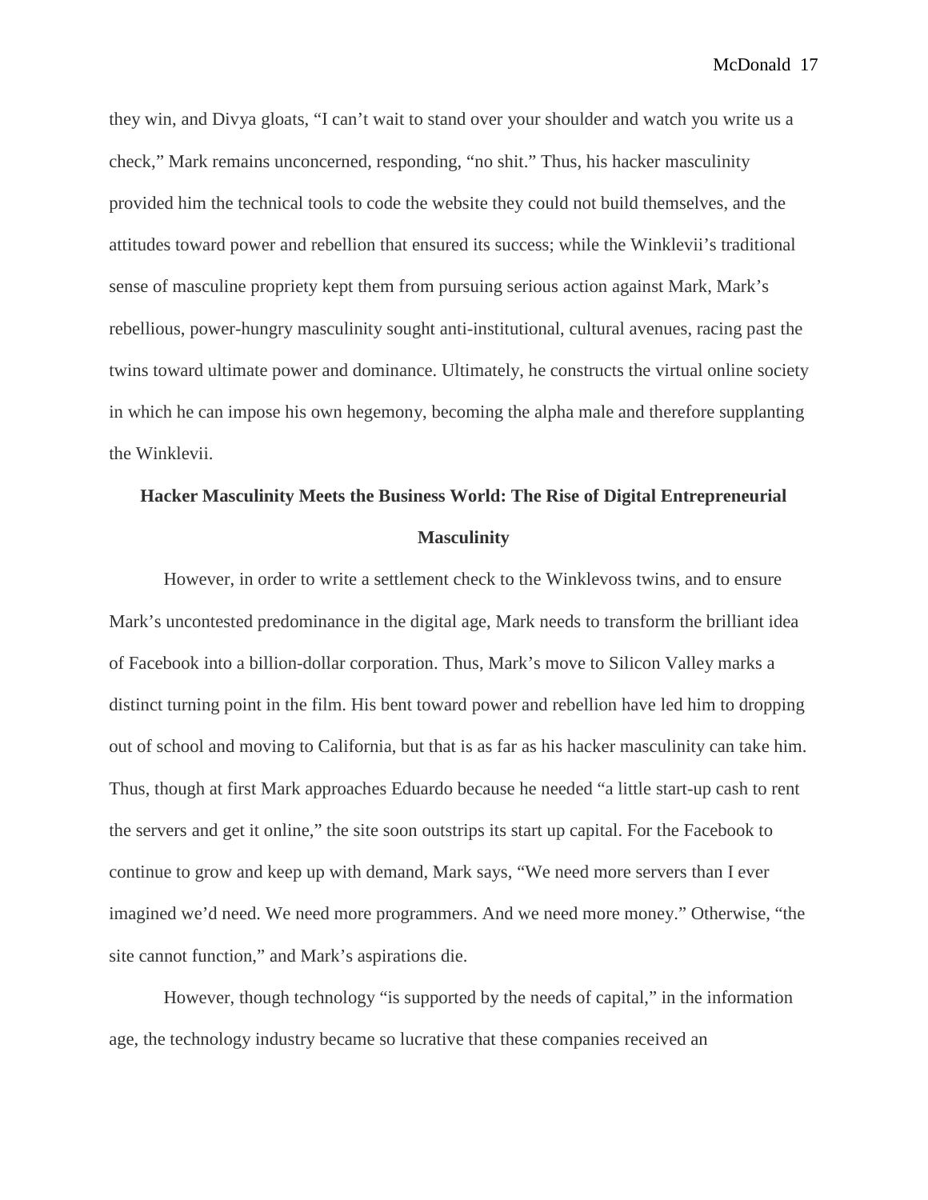they win, and Divya gloats, "I can't wait to stand over your shoulder and watch you write us a check," Mark remains unconcerned, responding, "no shit." Thus, his hacker masculinity provided him the technical tools to code the website they could not build themselves, and the attitudes toward power and rebellion that ensured its success; while the Winklevii's traditional sense of masculine propriety kept them from pursuing serious action against Mark, Mark's rebellious, power-hungry masculinity sought anti-institutional, cultural avenues, racing past the twins toward ultimate power and dominance. Ultimately, he constructs the virtual online society in which he can impose his own hegemony, becoming the alpha male and therefore supplanting the Winklevii.

**Hacker Masculinity Meets the Business World: The Rise of Digital Entrepreneurial Masculinity**

However, in order to write a settlement check to the Winklevoss twins, and to ensure Mark's uncontested predominance in the digital age, Mark needs to transform the brilliant idea of Facebook into a billion-dollar corporation. Thus, Mark's move to Silicon Valley marks a distinct turning point in the film. His bent toward power and rebellion have led him to dropping out of school and moving to California, but that is as far as his hacker masculinity can take him. Thus, though at first Mark approaches Eduardo because he needed "a little start-up cash to rent the servers and get it online," the site soon outstrips its start up capital. For the Facebook to continue to grow and keep up with demand, Mark says, "We need more servers than I ever imagined we'd need. We need more programmers. And we need more money." Otherwise, "the site cannot function," and Mark's aspirations die.

However, though technology "is supported by the needs of capital," in the information age, the technology industry became so lucrative that these companies received an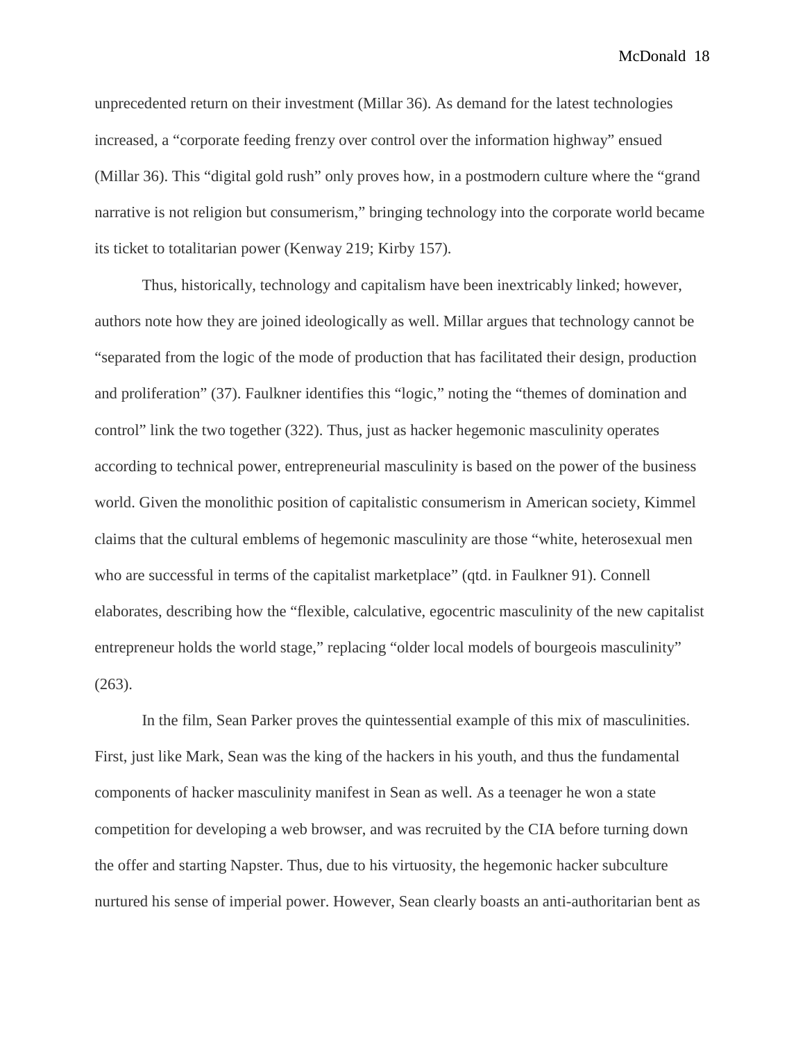unprecedented return on their investment (Millar 36). As demand for the latest technologies increased, a "corporate feeding frenzy over control over the information highway" ensued (Millar 36). This "digital gold rush" only proves how, in a postmodern culture where the "grand narrative is not religion but consumerism," bringing technology into the corporate world became its ticket to totalitarian power (Kenway 219; Kirby 157).

Thus, historically, technology and capitalism have been inextricably linked; however, authors note how they are joined ideologically as well. Millar argues that technology cannot be "separated from the logic of the mode of production that has facilitated their design, production and proliferation" (37). Faulkner identifies this "logic," noting the "themes of domination and control" link the two together (322). Thus, just as hacker hegemonic masculinity operates according to technical power, entrepreneurial masculinity is based on the power of the business world. Given the monolithic position of capitalistic consumerism in American society, Kimmel claims that the cultural emblems of hegemonic masculinity are those "white, heterosexual men who are successful in terms of the capitalist marketplace" (qtd. in Faulkner 91). Connell elaborates, describing how the "flexible, calculative, egocentric masculinity of the new capitalist entrepreneur holds the world stage," replacing "older local models of bourgeois masculinity" (263).

In the film, Sean Parker proves the quintessential example of this mix of masculinities. First, just like Mark, Sean was the king of the hackers in his youth, and thus the fundamental components of hacker masculinity manifest in Sean as well. As a teenager he won a state competition for developing a web browser, and was recruited by the CIA before turning down the offer and starting Napster. Thus, due to his virtuosity, the hegemonic hacker subculture nurtured his sense of imperial power. However, Sean clearly boasts an anti-authoritarian bent as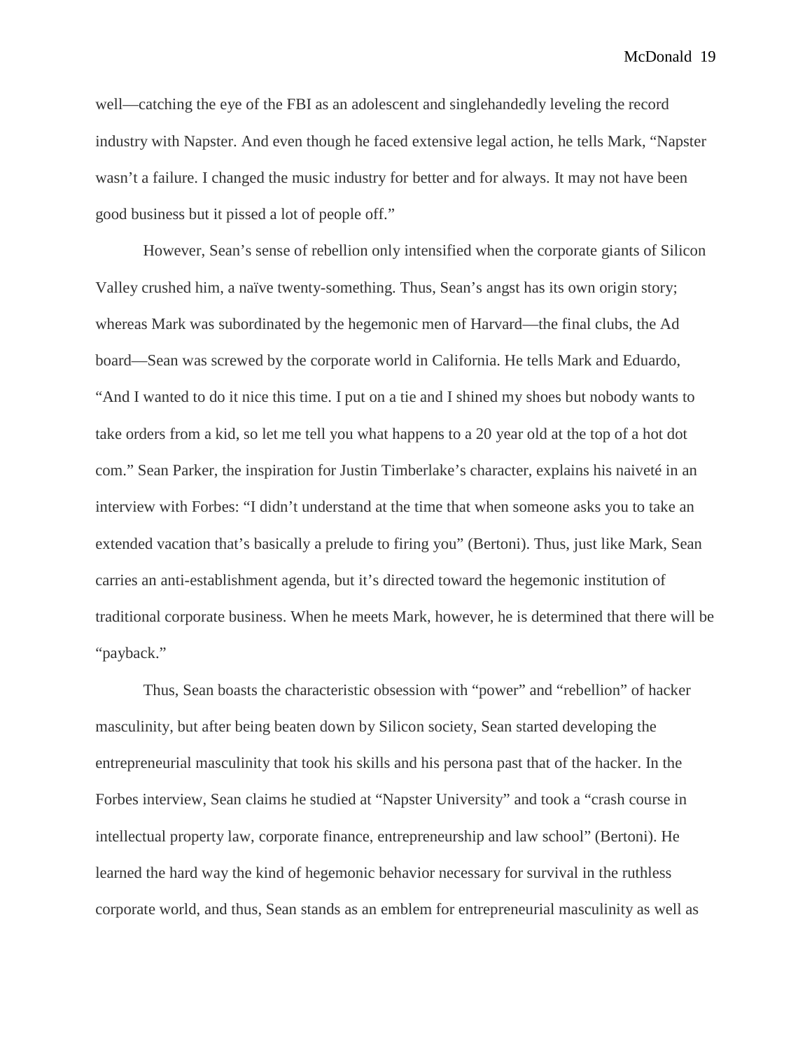well—catching the eye of the FBI as an adolescent and singlehandedly leveling the record industry with Napster. And even though he faced extensive legal action, he tells Mark, “Napster wasn’t a failure. I changed the music industry for better and for always. It may not have been good business but it pissed a lot of people off.”

However, Sean’s sense of rebellion only intensified when the corporate giants of Silicon Valley crushed him, a naïve twenty-something. Thus, Sean’s angst has its own origin story; whereas Mark was subordinated by the hegemonic men of Harvard—the final clubs, the Ad board—Sean was screwed by the corporate world in California. He tells Mark and Eduardo, “And I wanted to do it nice this time. I put on a tie and I shined my shoes but nobody wants to take orders from a kid, so let me tell you what happens to a 20 year old at the top of a hot dot com.” Sean Parker, the inspiration for Justin Timberlake’s character, explains his naiveté in an interview with Forbes: “I didn’t understand at the time that when someone asks you to take an extended vacation that’s basically a prelude to firing you” (Bertoni). Thus, just like Mark, Sean carries an anti-establishment agenda, but it’s directed toward the hegemonic institution of traditional corporate business. When he meets Mark, however, he is determined that there will be “payback.”

Thus, Sean boasts the characteristic obsession with “power” and “rebellion” of hacker masculinity, but after being beaten down by Silicon society, Sean started developing the entrepreneurial masculinity that took his skills and his persona past that of the hacker. In the Forbes interview, Sean claims he studied at “Napster University” and took a “crash course in intellectual property law, corporate finance, entrepreneurship and law school” (Bertoni). He learned the hard way the kind of hegemonic behavior necessary for survival in the ruthless corporate world, and thus, Sean stands as an emblem for entrepreneurial masculinity as well as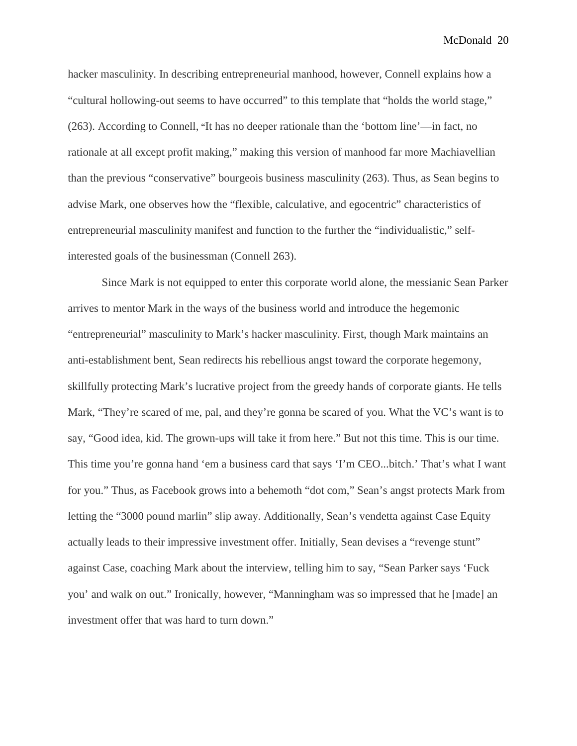hacker masculinity. In describing entrepreneurial manhood, however, Connell explains how a "cultural hollowing-out seems to have occurred" to this template that "holds the world stage," (263). According to Connell, "It has no deeper rationale than the 'bottom line'—in fact, no rationale at all except profit making," making this version of manhood far more Machiavellian than the previous "conservative" bourgeois business masculinity (263). Thus, as Sean begins to advise Mark, one observes how the "flexible, calculative, and egocentric" characteristics of entrepreneurial masculinity manifest and function to the further the "individualistic," self-interested goals of the businessman (Connell 263).

Since Mark is not equipped to enter this corporate world alone, the messianic Sean Parker arrives to mentor Mark in the ways of the business world and introduce the hegemonic "entrepreneurial" masculinity to Mark's hacker masculinity. First, though Mark maintains an anti-establishment bent, Sean redirects his rebellious angst toward the corporate hegemony, skillfully protecting Mark's lucrative project from the greedy hands of corporate giants. He tells Mark, "They're scared of me, pal, and they're gonna be scared of you. What the VC's want is to say, "Good idea, kid. The grown-ups will take it from here." But not this time. This is our time. This time you're gonna hand 'em a business card that says 'I'm CEO...bitch.' That's what I want for you." Thus, as Facebook grows into a behemoth "dot com," Sean's angst protects Mark from letting the "3000 pound marlin" slip away. Additionally, Sean's vendetta against Case Equity actually leads to their impressive investment offer. Initially, Sean devises a "revenge stunt" against Case, coaching Mark about the interview, telling him to say, "Sean Parker says 'Fuck you' and walk on out." Ironically, however, "Manningham was so impressed that he [made] an investment offer that was hard to turn down."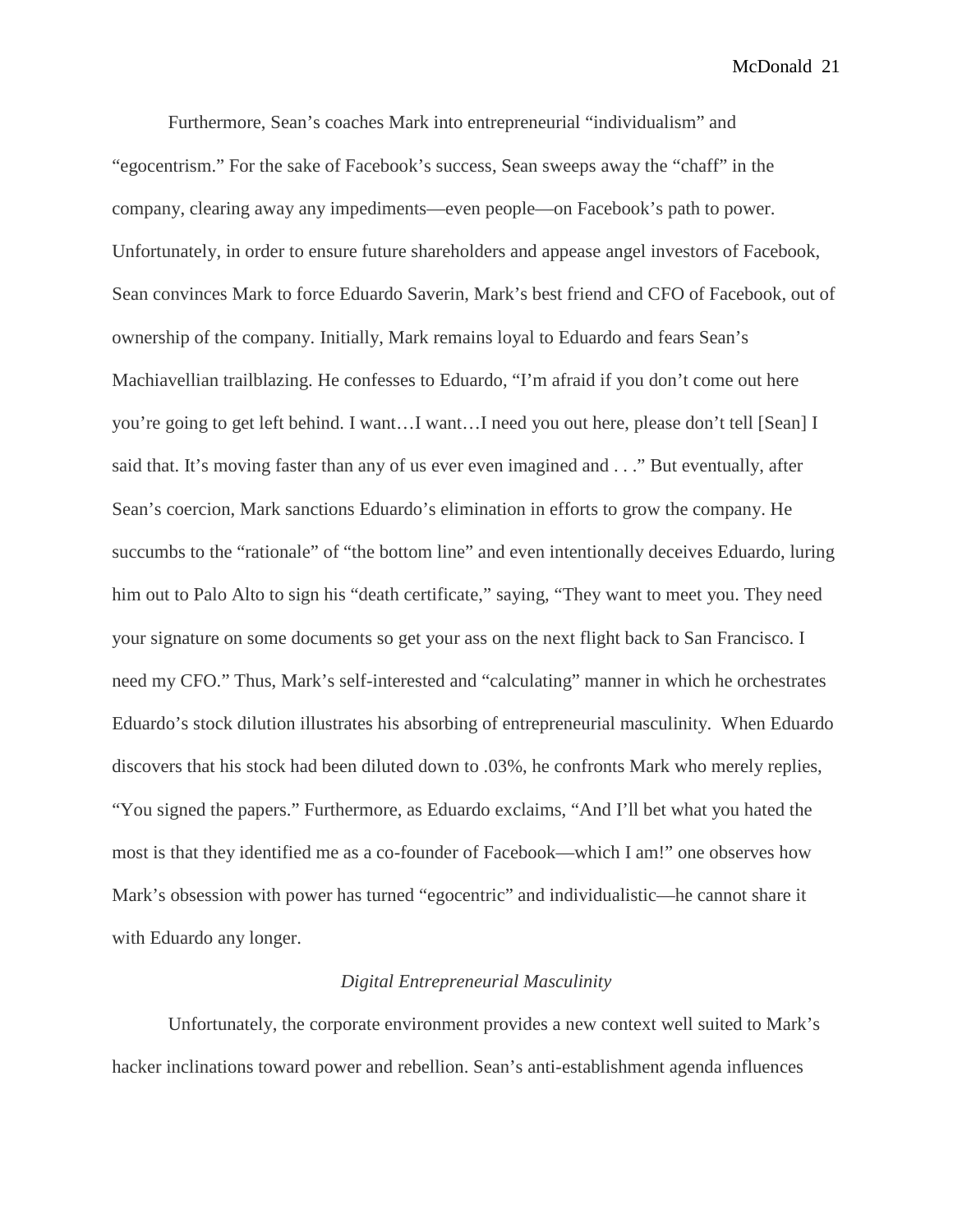Furthermore, Sean's coaches Mark into entrepreneurial "individualism" and "egocentrism." For the sake of Facebook's success, Sean sweeps away the "chaff" in the company, clearing away any impediments—even people—on Facebook's path to power. Unfortunately, in order to ensure future shareholders and appease angel investors of Facebook, Sean convinces Mark to force Eduardo Saverin, Mark's best friend and CFO of Facebook, out of ownership of the company. Initially, Mark remains loyal to Eduardo and fears Sean's Machiavellian trailblazing. He confesses to Eduardo, "I'm afraid if you don't come out here you're going to get left behind. I want…I want…I need you out here, please don't tell [Sean] I said that. It's moving faster than any of us ever even imagined and . . ." But eventually, after Sean's coercion, Mark sanctions Eduardo's elimination in efforts to grow the company. He succumbs to the "rationale" of "the bottom line" and even intentionally deceives Eduardo, luring him out to Palo Alto to sign his "death certificate," saying, "They want to meet you. They need your signature on some documents so get your ass on the next flight back to San Francisco. I need my CFO." Thus, Mark's self-interested and "calculating" manner in which he orchestrates Eduardo's stock dilution illustrates his absorbing of entrepreneurial masculinity. When Eduardo discovers that his stock had been diluted down to .03%, he confronts Mark who merely replies, "You signed the papers." Furthermore, as Eduardo exclaims, "And I'll bet what you hated the most is that they identified me as a co-founder of Facebook—which I am!" one observes how Mark's obsession with power has turned "egocentric" and individualistic—he cannot share it with Eduardo any longer.

*Digital Entrepreneurial Masculinity*

Unfortunately, the corporate environment provides a new context well suited to Mark's hacker inclinations toward power and rebellion. Sean's anti-establishment agenda influences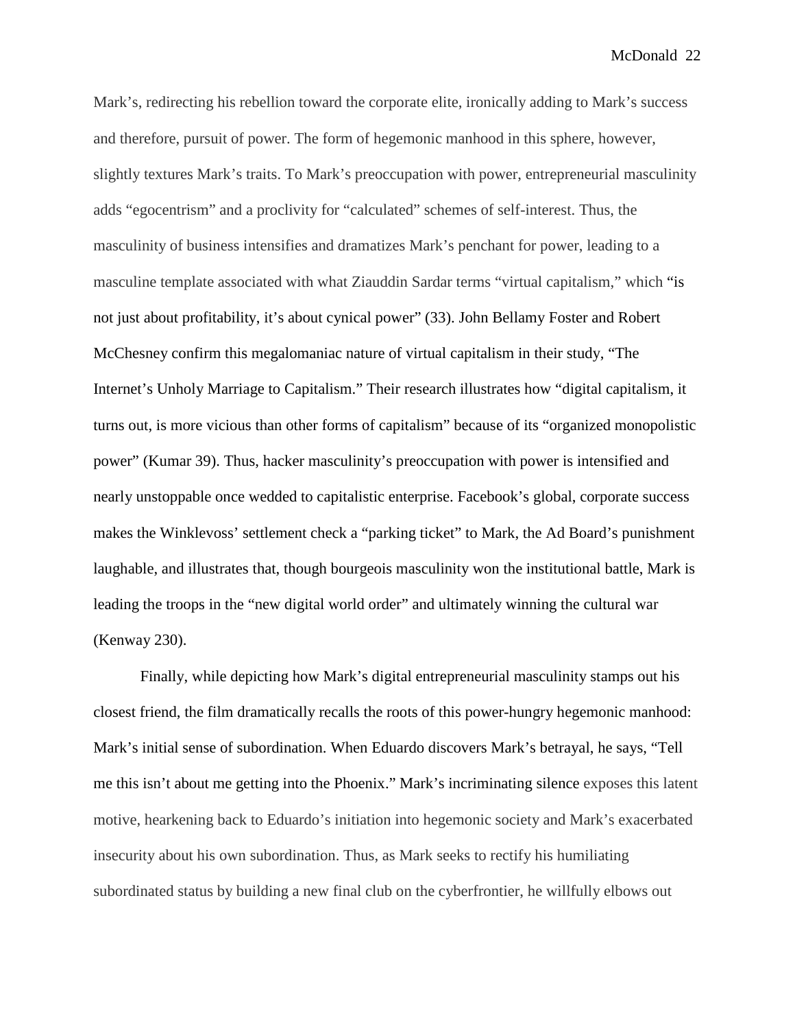Mark's, redirecting his rebellion toward the corporate elite, ironically adding to Mark's success and therefore, pursuit of power. The form of hegemonic manhood in this sphere, however, slightly textures Mark's traits. To Mark's preoccupation with power, entrepreneurial masculinity adds "egocentrism" and a proclivity for "calculated" schemes of self-interest. Thus, the masculinity of business intensifies and dramatizes Mark's penchant for power, leading to a masculine template associated with what Ziauddin Sardar terms "virtual capitalism," which "is not just about profitability, it's about cynical power" (33). John Bellamy Foster and Robert McChesney confirm this megalomaniac nature of virtual capitalism in their study, "The Internet's Unholy Marriage to Capitalism." Their research illustrates how "digital capitalism, it turns out, is more vicious than other forms of capitalism" because of its "organized monopolistic power" (Kumar 39). Thus, hacker masculinity's preoccupation with power is intensified and nearly unstoppable once wedded to capitalistic enterprise. Facebook's global, corporate success makes the Winklevoss' settlement check a "parking ticket" to Mark, the Ad Board's punishment laughable, and illustrates that, though bourgeois masculinity won the institutional battle, Mark is leading the troops in the "new digital world order" and ultimately winning the cultural war (Kenway 230).

Finally, while depicting how Mark's digital entrepreneurial masculinity stamps out his closest friend, the film dramatically recalls the roots of this power-hungry hegemonic manhood: Mark's initial sense of subordination. When Eduardo discovers Mark's betrayal, he says, "Tell me this isn't about me getting into the Phoenix." Mark's incriminating silence exposes this latent motive, hearkening back to Eduardo's initiation into hegemonic society and Mark's exacerbated insecurity about his own subordination. Thus, as Mark seeks to rectify his humiliating subordinated status by building a new final club on the cyberfrontier, he willfully elbows out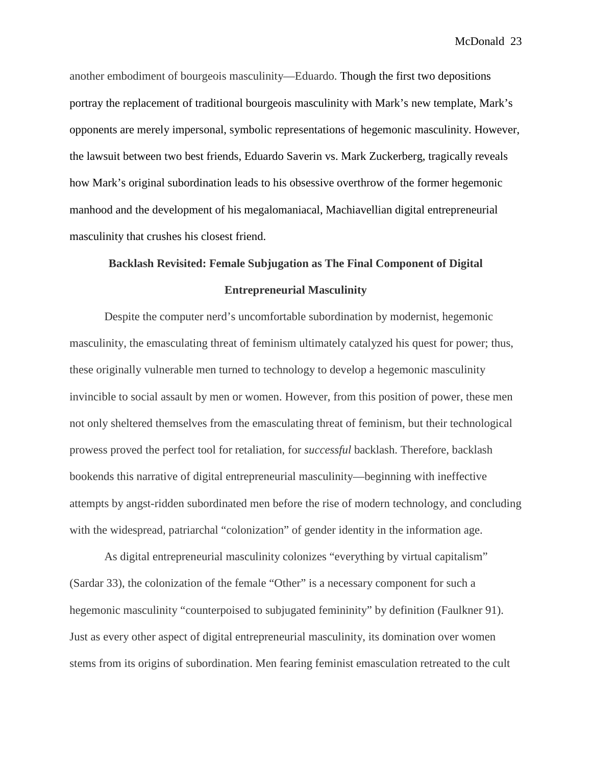another embodiment of bourgeois masculinity—Eduardo. Though the first two depositions portray the replacement of traditional bourgeois masculinity with Mark's new template, Mark's opponents are merely impersonal, symbolic representations of hegemonic masculinity. However, the lawsuit between two best friends, Eduardo Saverin vs. Mark Zuckerberg, tragically reveals how Mark's original subordination leads to his obsessive overthrow of the former hegemonic manhood and the development of his megalomaniacal, Machiavellian digital entrepreneurial masculinity that crushes his closest friend.

## Backlash Revisited: Female Subjugation as The Final Component of Digital Entrepreneurial Masculinity

Despite the computer nerd's uncomfortable subordination by modernist, hegemonic masculinity, the emasculating threat of feminism ultimately catalyzed his quest for power; thus, these originally vulnerable men turned to technology to develop a hegemonic masculinity invincible to social assault by men or women. However, from this position of power, these men not only sheltered themselves from the emasculating threat of feminism, but their technological prowess proved the perfect tool for retaliation, for *successful* backlash. Therefore, backlash bookends this narrative of digital entrepreneurial masculinity—beginning with ineffective attempts by angst-ridden subordinated men before the rise of modern technology, and concluding with the widespread, patriarchal "colonization" of gender identity in the information age.

As digital entrepreneurial masculinity colonizes "everything by virtual capitalism" (Sardar 33), the colonization of the female "Other" is a necessary component for such a hegemonic masculinity "counterpoised to subjugated femininity" by definition (Faulkner 91). Just as every other aspect of digital entrepreneurial masculinity, its domination over women stems from its origins of subordination. Men fearing feminist emasculation retreated to the cult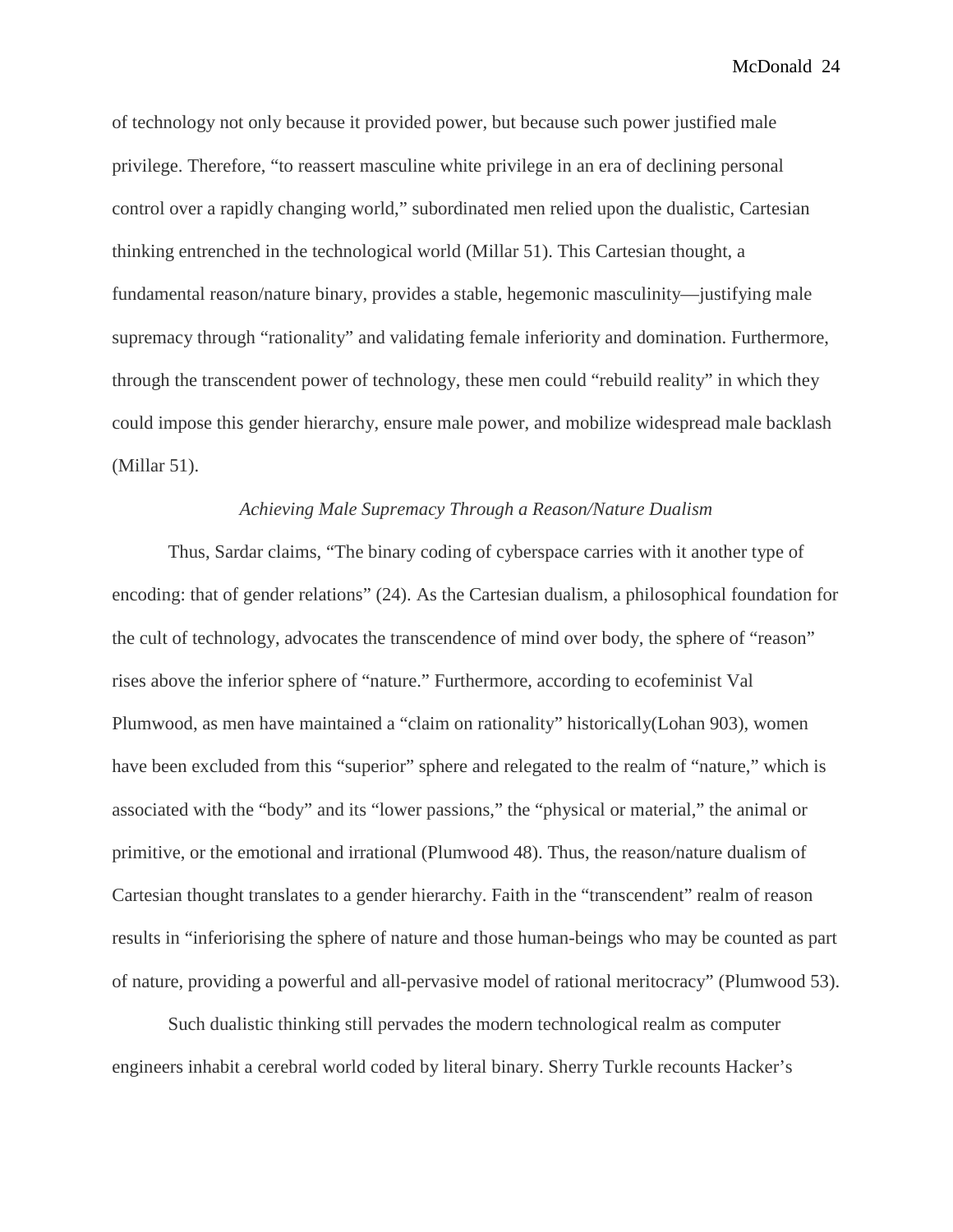of technology not only because it provided power, but because such power justified male privilege. Therefore, "to reassert masculine white privilege in an era of declining personal control over a rapidly changing world," subordinated men relied upon the dualistic, Cartesian thinking entrenched in the technological world (Millar 51). This Cartesian thought, a fundamental reason/nature binary, provides a stable, hegemonic masculinity—justifying male supremacy through "rationality" and validating female inferiority and domination. Furthermore, through the transcendent power of technology, these men could "rebuild reality" in which they could impose this gender hierarchy, ensure male power, and mobilize widespread male backlash (Millar 51).

*Achieving Male Supremacy Through a Reason/Nature Dualism*

Thus, Sardar claims, "The binary coding of cyberspace carries with it another type of encoding: that of gender relations" (24). As the Cartesian dualism, a philosophical foundation for the cult of technology, advocates the transcendence of mind over body, the sphere of "reason" rises above the inferior sphere of "nature." Furthermore, according to ecofeminist Val Plumwood, as men have maintained a "claim on rationality" historically(Lohan 903), women have been excluded from this "superior" sphere and relegated to the realm of "nature," which is associated with the "body" and its "lower passions," the "physical or material," the animal or primitive, or the emotional and irrational (Plumwood 48). Thus, the reason/nature dualism of Cartesian thought translates to a gender hierarchy. Faith in the "transcendent" realm of reason results in "inferiorising the sphere of nature and those human-beings who may be counted as part of nature, providing a powerful and all-pervasive model of rational meritocracy" (Plumwood 53).

Such dualistic thinking still pervades the modern technological realm as computer engineers inhabit a cerebral world coded by literal binary. Sherry Turkle recounts Hacker's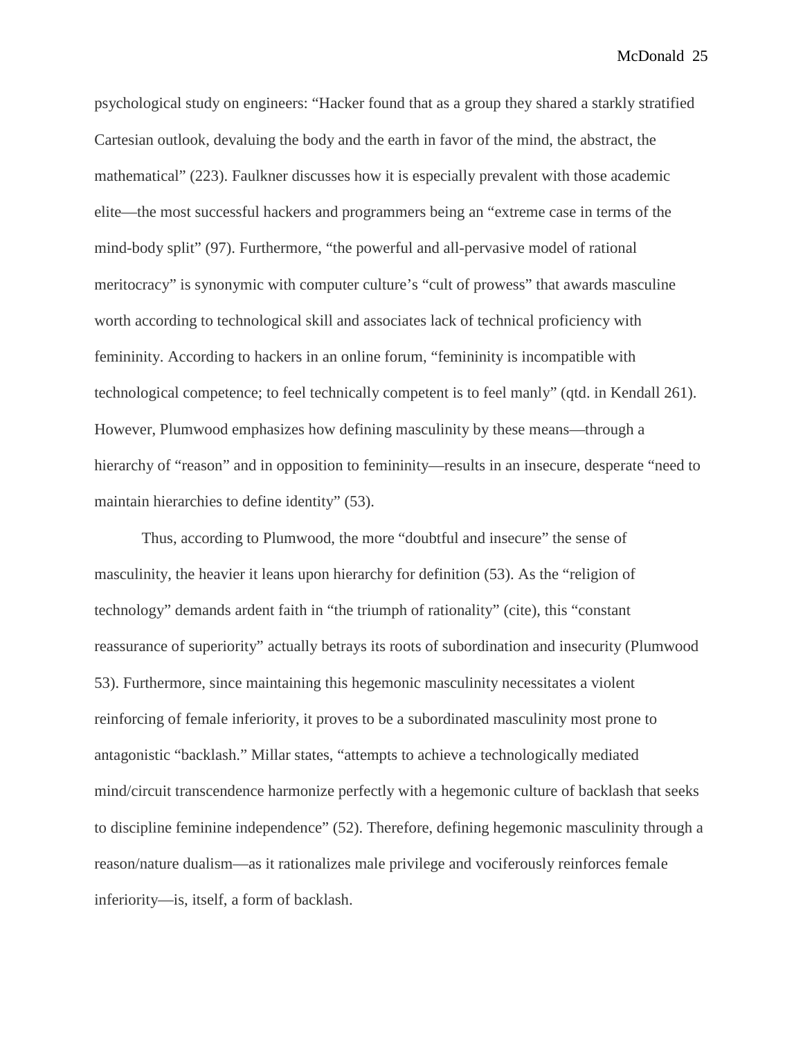psychological study on engineers: "Hacker found that as a group they shared a starkly stratified Cartesian outlook, devaluing the body and the earth in favor of the mind, the abstract, the mathematical" (223). Faulkner discusses how it is especially prevalent with those academic elite—the most successful hackers and programmers being an "extreme case in terms of the mind-body split" (97). Furthermore, "the powerful and all-pervasive model of rational meritocracy" is synonymic with computer culture's "cult of prowess" that awards masculine worth according to technological skill and associates lack of technical proficiency with femininity. According to hackers in an online forum, "femininity is incompatible with technological competence; to feel technically competent is to feel manly" (qtd. in Kendall 261). However, Plumwood emphasizes how defining masculinity by these means—through a hierarchy of "reason" and in opposition to femininity—results in an insecure, desperate "need to maintain hierarchies to define identity" (53).

Thus, according to Plumwood, the more "doubtful and insecure" the sense of masculinity, the heavier it leans upon hierarchy for definition (53). As the "religion of technology" demands ardent faith in "the triumph of rationality" (cite), this "constant reassurance of superiority" actually betrays its roots of subordination and insecurity (Plumwood 53). Furthermore, since maintaining this hegemonic masculinity necessitates a violent reinforcing of female inferiority, it proves to be a subordinated masculinity most prone to antagonistic "backlash." Millar states, "attempts to achieve a technologically mediated mind/circuit transcendence harmonize perfectly with a hegemonic culture of backlash that seeks to discipline feminine independence" (52). Therefore, defining hegemonic masculinity through a reason/nature dualism—as it rationalizes male privilege and vociferously reinforces female inferiority—is, itself, a form of backlash.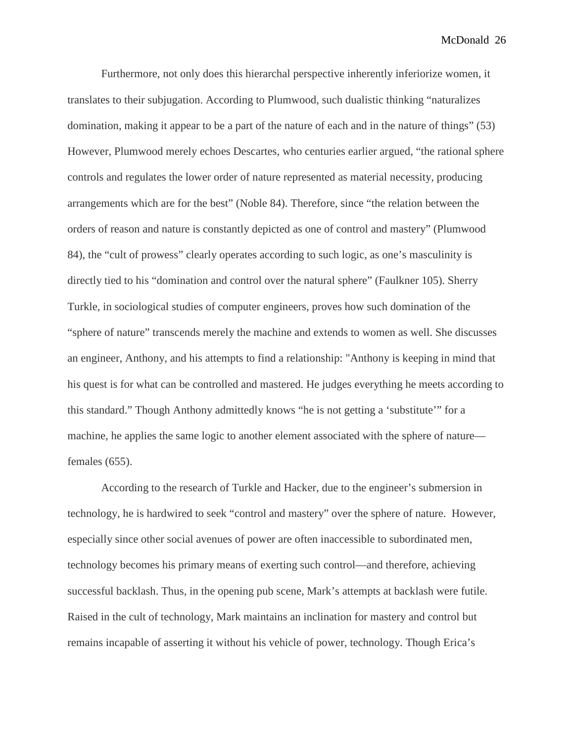Furthermore, not only does this hierarchal perspective inherently inferiorize women, it translates to their subjugation. According to Plumwood, such dualistic thinking "naturalizes domination, making it appear to be a part of the nature of each and in the nature of things" (53) However, Plumwood merely echoes Descartes, who centuries earlier argued, "the rational sphere controls and regulates the lower order of nature represented as material necessity, producing arrangements which are for the best" (Noble 84). Therefore, since "the relation between the orders of reason and nature is constantly depicted as one of control and mastery" (Plumwood 84), the "cult of prowess" clearly operates according to such logic, as one's masculinity is directly tied to his "domination and control over the natural sphere" (Faulkner 105). Sherry Turkle, in sociological studies of computer engineers, proves how such domination of the "sphere of nature" transcends merely the machine and extends to women as well. She discusses an engineer, Anthony, and his attempts to find a relationship: "Anthony is keeping in mind that his quest is for what can be controlled and mastered. He judges everything he meets according to this standard." Though Anthony admittedly knows "he is not getting a 'substitute'" for a machine, he applies the same logic to another element associated with the sphere of nature—females (655).

According to the research of Turkle and Hacker, due to the engineer's submersion in technology, he is hardwired to seek "control and mastery" over the sphere of nature. However, especially since other social avenues of power are often inaccessible to subordinated men, technology becomes his primary means of exerting such control—and therefore, achieving successful backlash. Thus, in the opening pub scene, Mark's attempts at backlash were futile. Raised in the cult of technology, Mark maintains an inclination for mastery and control but remains incapable of asserting it without his vehicle of power, technology. Though Erica's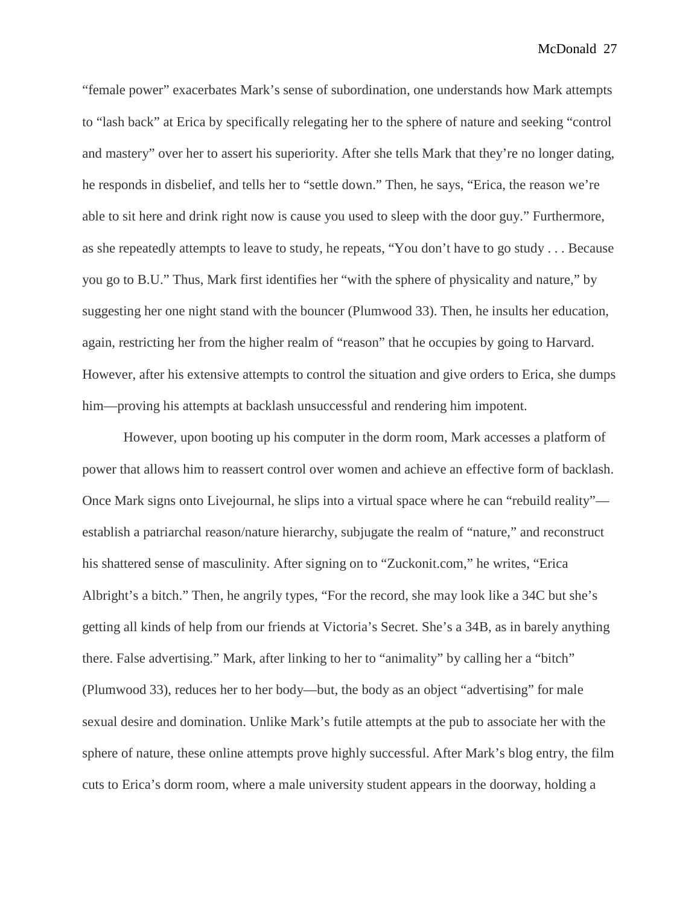"female power" exacerbates Mark's sense of subordination, one understands how Mark attempts to "lash back" at Erica by specifically relegating her to the sphere of nature and seeking "control and mastery" over her to assert his superiority. After she tells Mark that they're no longer dating, he responds in disbelief, and tells her to "settle down." Then, he says, "Erica, the reason we're able to sit here and drink right now is cause you used to sleep with the door guy." Furthermore, as she repeatedly attempts to leave to study, he repeats, "You don't have to go study . . . Because you go to B.U." Thus, Mark first identifies her "with the sphere of physicality and nature," by suggesting her one night stand with the bouncer (Plumwood 33). Then, he insults her education, again, restricting her from the higher realm of "reason" that he occupies by going to Harvard. However, after his extensive attempts to control the situation and give orders to Erica, she dumps him—proving his attempts at backlash unsuccessful and rendering him impotent.

However, upon booting up his computer in the dorm room, Mark accesses a platform of power that allows him to reassert control over women and achieve an effective form of backlash. Once Mark signs onto Livejournal, he slips into a virtual space where he can "rebuild reality"—establish a patriarchal reason/nature hierarchy, subjugate the realm of "nature," and reconstruct his shattered sense of masculinity. After signing on to "Zuckonit.com," he writes, "Erica Albright's a bitch." Then, he angrily types, "For the record, she may look like a 34C but she's getting all kinds of help from our friends at Victoria's Secret. She's a 34B, as in barely anything there. False advertising." Mark, after linking to her to "animality" by calling her a "bitch" (Plumwood 33), reduces her to her body—but, the body as an object "advertising" for male sexual desire and domination. Unlike Mark's futile attempts at the pub to associate her with the sphere of nature, these online attempts prove highly successful. After Mark's blog entry, the film cuts to Erica's dorm room, where a male university student appears in the doorway, holding a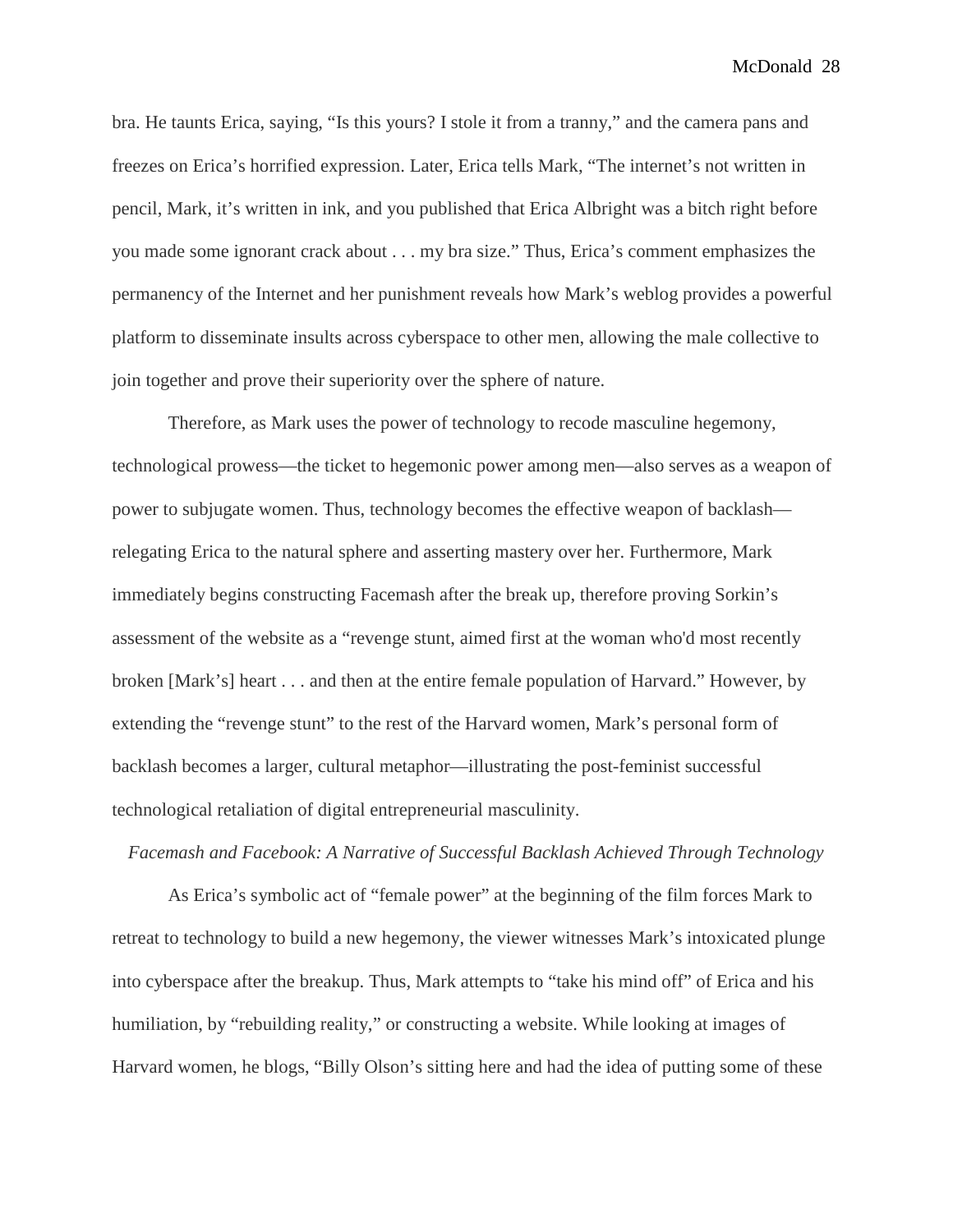bra. He taunts Erica, saying, "Is this yours? I stole it from a tranny," and the camera pans and freezes on Erica's horrified expression. Later, Erica tells Mark, "The internet's not written in pencil, Mark, it's written in ink, and you published that Erica Albright was a bitch right before you made some ignorant crack about . . . my bra size." Thus, Erica's comment emphasizes the permanency of the Internet and her punishment reveals how Mark's weblog provides a powerful platform to disseminate insults across cyberspace to other men, allowing the male collective to join together and prove their superiority over the sphere of nature.

Therefore, as Mark uses the power of technology to recode masculine hegemony, technological prowess—the ticket to hegemonic power among men—also serves as a weapon of power to subjugate women. Thus, technology becomes the effective weapon of backlash—relegating Erica to the natural sphere and asserting mastery over her. Furthermore, Mark immediately begins constructing Facemash after the break up, therefore proving Sorkin's assessment of the website as a "revenge stunt, aimed first at the woman who'd most recently broken [Mark's] heart . . . and then at the entire female population of Harvard." However, by extending the "revenge stunt" to the rest of the Harvard women, Mark's personal form of backlash becomes a larger, cultural metaphor—illustrating the post-feminist successful technological retaliation of digital entrepreneurial masculinity.

### *Facemash and Facebook: A Narrative of Successful Backlash Achieved Through Technology*

As Erica's symbolic act of "female power" at the beginning of the film forces Mark to retreat to technology to build a new hegemony, the viewer witnesses Mark's intoxicated plunge into cyberspace after the breakup. Thus, Mark attempts to "take his mind off" of Erica and his humiliation, by "rebuilding reality," or constructing a website. While looking at images of Harvard women, he blogs, "Billy Olson's sitting here and had the idea of putting some of these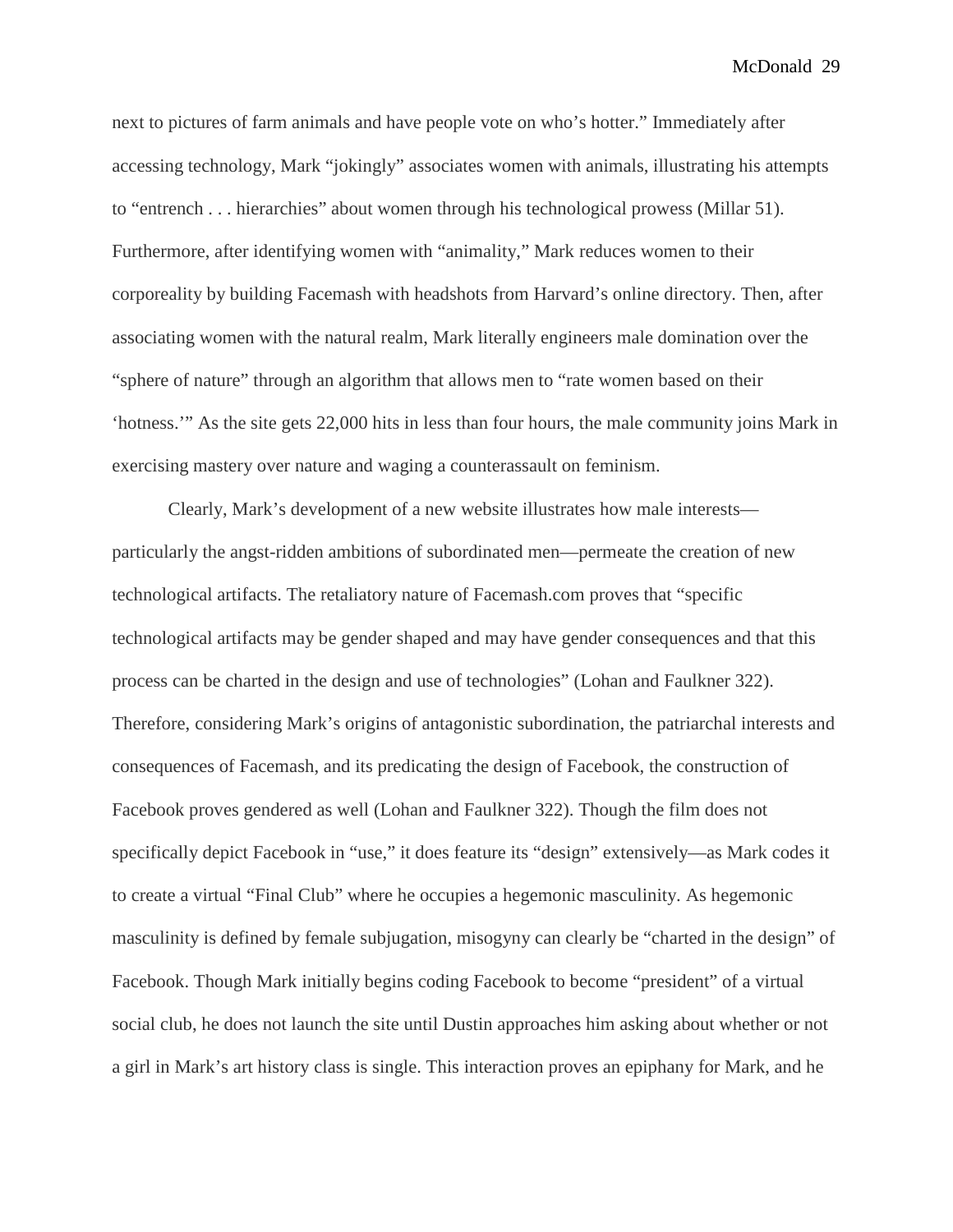next to pictures of farm animals and have people vote on who's hotter." Immediately after accessing technology, Mark "jokingly" associates women with animals, illustrating his attempts to "entrench . . . hierarchies" about women through his technological prowess (Millar 51). Furthermore, after identifying women with "animality," Mark reduces women to their corporeality by building Facemash with headshots from Harvard's online directory. Then, after associating women with the natural realm, Mark literally engineers male domination over the "sphere of nature" through an algorithm that allows men to "rate women based on their 'hotness.'" As the site gets 22,000 hits in less than four hours, the male community joins Mark in exercising mastery over nature and waging a counterassault on feminism.

Clearly, Mark's development of a new website illustrates how male interests—particularly the angst-ridden ambitions of subordinated men—permeate the creation of new technological artifacts. The retaliatory nature of Facemash.com proves that "specific technological artifacts may be gender shaped and may have gender consequences and that this process can be charted in the design and use of technologies" (Lohan and Faulkner 322). Therefore, considering Mark's origins of antagonistic subordination, the patriarchal interests and consequences of Facemash, and its predicating the design of Facebook, the construction of Facebook proves gendered as well (Lohan and Faulkner 322). Though the film does not specifically depict Facebook in "use," it does feature its "design" extensively—as Mark codes it to create a virtual "Final Club" where he occupies a hegemonic masculinity. As hegemonic masculinity is defined by female subjugation, misogyny can clearly be "charted in the design" of Facebook. Though Mark initially begins coding Facebook to become "president" of a virtual social club, he does not launch the site until Dustin approaches him asking about whether or not a girl in Mark's art history class is single. This interaction proves an epiphany for Mark, and he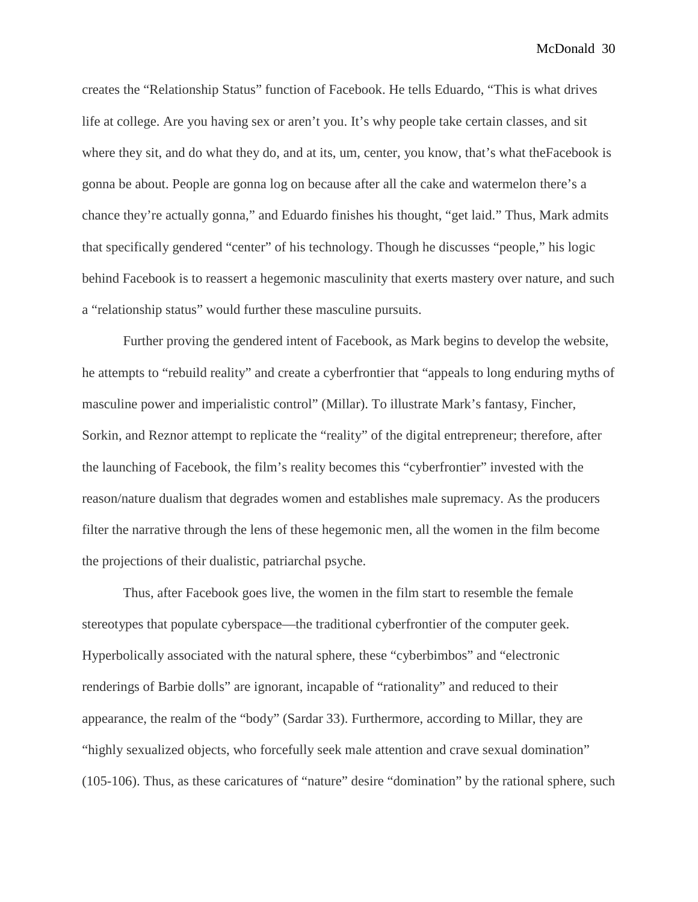creates the "Relationship Status" function of Facebook. He tells Eduardo, "This is what drives life at college. Are you having sex or aren't you. It's why people take certain classes, and sit where they sit, and do what they do, and at its, um, center, you know, that's what theFacebook is gonna be about. People are gonna log on because after all the cake and watermelon there's a chance they're actually gonna," and Eduardo finishes his thought, "get laid." Thus, Mark admits that specifically gendered "center" of his technology. Though he discusses "people," his logic behind Facebook is to reassert a hegemonic masculinity that exerts mastery over nature, and such a "relationship status" would further these masculine pursuits.

Further proving the gendered intent of Facebook, as Mark begins to develop the website, he attempts to "rebuild reality" and create a cyberfrontier that "appeals to long enduring myths of masculine power and imperialistic control" (Millar). To illustrate Mark's fantasy, Fincher, Sorkin, and Reznor attempt to replicate the "reality" of the digital entrepreneur; therefore, after the launching of Facebook, the film's reality becomes this "cyberfrontier" invested with the reason/nature dualism that degrades women and establishes male supremacy. As the producers filter the narrative through the lens of these hegemonic men, all the women in the film become the projections of their dualistic, patriarchal psyche.

Thus, after Facebook goes live, the women in the film start to resemble the female stereotypes that populate cyberspace—the traditional cyberfrontier of the computer geek. Hyperbolically associated with the natural sphere, these "cyberbimbos" and "electronic renderings of Barbie dolls" are ignorant, incapable of "rationality" and reduced to their appearance, the realm of the "body" (Sardar 33). Furthermore, according to Millar, they are "highly sexualized objects, who forcefully seek male attention and crave sexual domination" (105-106). Thus, as these caricatures of "nature" desire "domination" by the rational sphere, such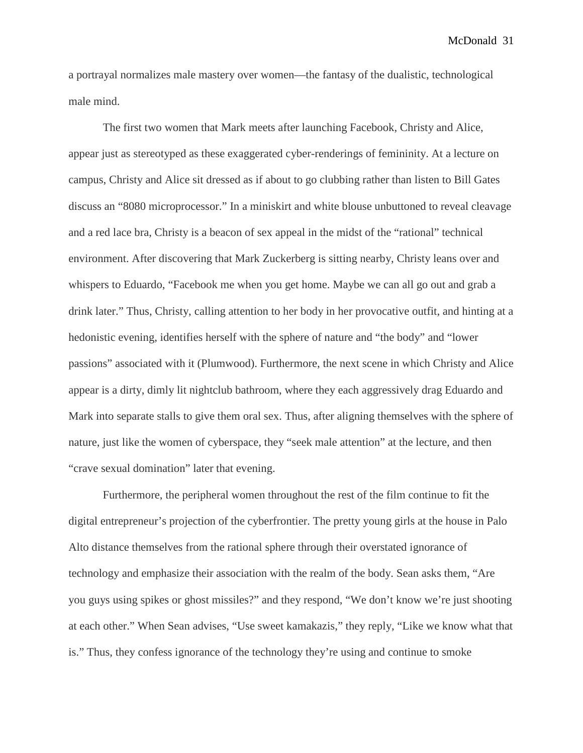a portrayal normalizes male mastery over women—the fantasy of the dualistic, technological male mind.

The first two women that Mark meets after launching Facebook, Christy and Alice, appear just as stereotyped as these exaggerated cyber-renderings of femininity. At a lecture on campus, Christy and Alice sit dressed as if about to go clubbing rather than listen to Bill Gates discuss an "8080 microprocessor." In a miniskirt and white blouse unbuttoned to reveal cleavage and a red lace bra, Christy is a beacon of sex appeal in the midst of the "rational" technical environment. After discovering that Mark Zuckerberg is sitting nearby, Christy leans over and whispers to Eduardo, "Facebook me when you get home. Maybe we can all go out and grab a drink later." Thus, Christy, calling attention to her body in her provocative outfit, and hinting at a hedonistic evening, identifies herself with the sphere of nature and "the body" and "lower passions" associated with it (Plumwood). Furthermore, the next scene in which Christy and Alice appear is a dirty, dimly lit nightclub bathroom, where they each aggressively drag Eduardo and Mark into separate stalls to give them oral sex. Thus, after aligning themselves with the sphere of nature, just like the women of cyberspace, they "seek male attention" at the lecture, and then "crave sexual domination" later that evening.

Furthermore, the peripheral women throughout the rest of the film continue to fit the digital entrepreneur's projection of the cyberfrontier. The pretty young girls at the house in Palo Alto distance themselves from the rational sphere through their overstated ignorance of technology and emphasize their association with the realm of the body. Sean asks them, "Are you guys using spikes or ghost missiles?" and they respond, "We don't know we're just shooting at each other." When Sean advises, "Use sweet kamakazis," they reply, "Like we know what that is." Thus, they confess ignorance of the technology they're using and continue to smoke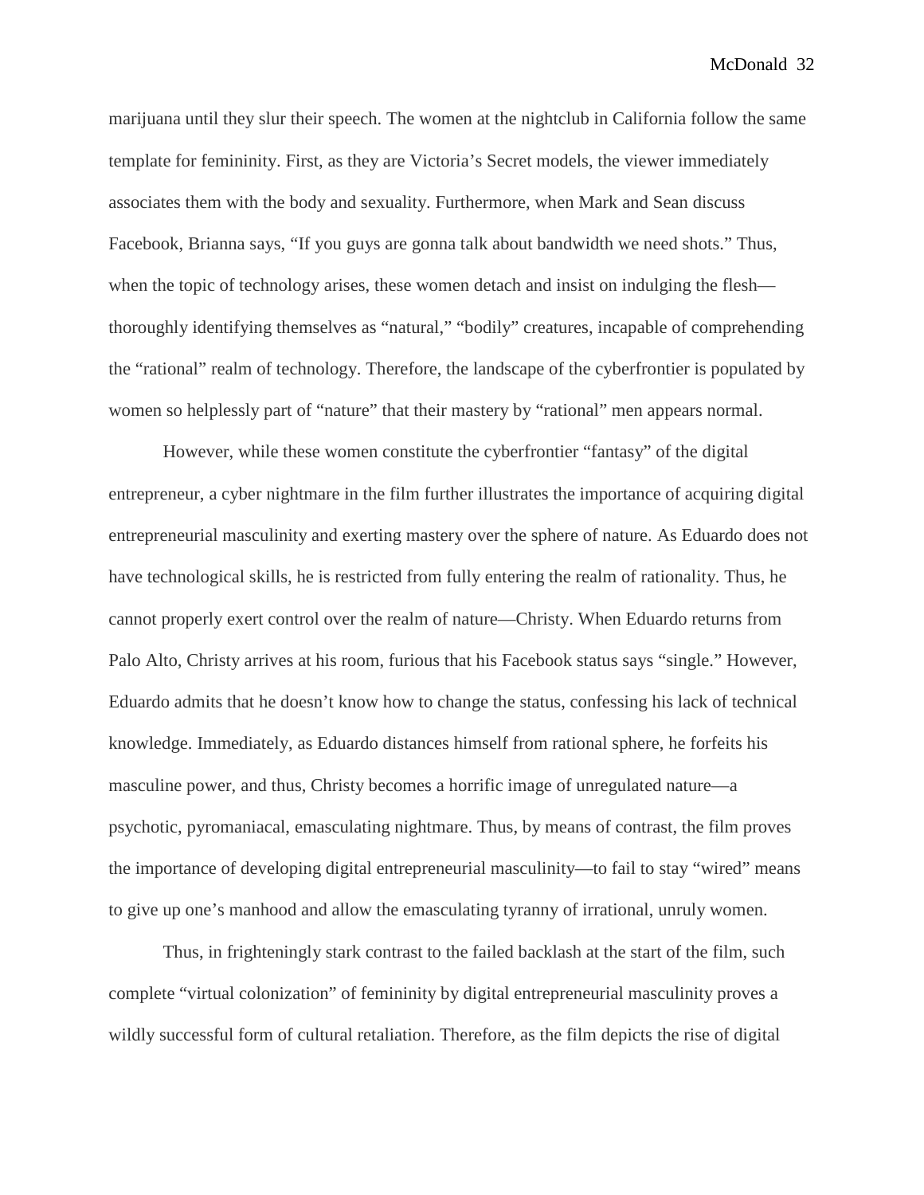marijuana until they slur their speech. The women at the nightclub in California follow the same template for femininity. First, as they are Victoria's Secret models, the viewer immediately associates them with the body and sexuality. Furthermore, when Mark and Sean discuss Facebook, Brianna says, "If you guys are gonna talk about bandwidth we need shots." Thus, when the topic of technology arises, these women detach and insist on indulging the flesh—thoroughly identifying themselves as "natural," "bodily" creatures, incapable of comprehending the "rational" realm of technology. Therefore, the landscape of the cyberfrontier is populated by women so helplessly part of "nature" that their mastery by "rational" men appears normal.

However, while these women constitute the cyberfrontier "fantasy" of the digital entrepreneur, a cyber nightmare in the film further illustrates the importance of acquiring digital entrepreneurial masculinity and exerting mastery over the sphere of nature. As Eduardo does not have technological skills, he is restricted from fully entering the realm of rationality. Thus, he cannot properly exert control over the realm of nature—Christy. When Eduardo returns from Palo Alto, Christy arrives at his room, furious that his Facebook status says "single." However, Eduardo admits that he doesn't know how to change the status, confessing his lack of technical knowledge. Immediately, as Eduardo distances himself from rational sphere, he forfeits his masculine power, and thus, Christy becomes a horrific image of unregulated nature—a psychotic, pyromaniacal, emasculating nightmare. Thus, by means of contrast, the film proves the importance of developing digital entrepreneurial masculinity—to fail to stay "wired" means to give up one's manhood and allow the emasculating tyranny of irrational, unruly women.

Thus, in frighteningly stark contrast to the failed backlash at the start of the film, such complete "virtual colonization" of femininity by digital entrepreneurial masculinity proves a wildly successful form of cultural retaliation. Therefore, as the film depicts the rise of digital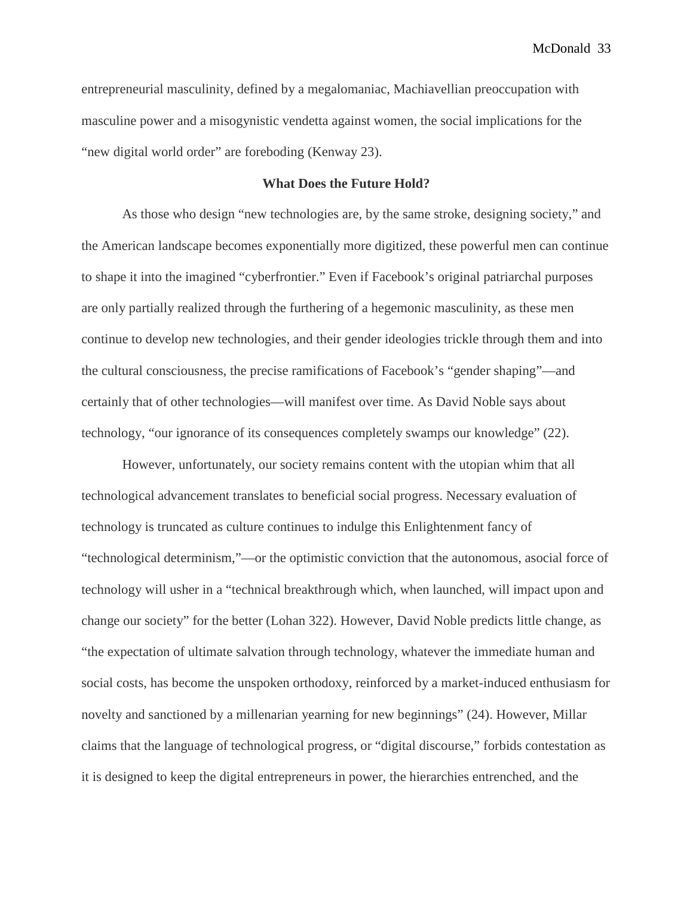entrepreneurial masculinity, defined by a megalomaniac, Machiavellian preoccupation with masculine power and a misogynistic vendetta against women, the social implications for the "new digital world order" are foreboding (Kenway 23).

## What Does the Future Hold?

As those who design "new technologies are, by the same stroke, designing society," and the American landscape becomes exponentially more digitized, these powerful men can continue to shape it into the imagined "cyberfrontier." Even if Facebook's original patriarchal purposes are only partially realized through the furthering of a hegemonic masculinity, as these men continue to develop new technologies, and their gender ideologies trickle through them and into the cultural consciousness, the precise ramifications of Facebook's "gender shaping"—and certainly that of other technologies—will manifest over time. As David Noble says about technology, "our ignorance of its consequences completely swamps our knowledge" (22).

However, unfortunately, our society remains content with the utopian whim that all technological advancement translates to beneficial social progress. Necessary evaluation of technology is truncated as culture continues to indulge this Enlightenment fancy of "technological determinism,"—or the optimistic conviction that the autonomous, asocial force of technology will usher in a "technical breakthrough which, when launched, will impact upon and change our society" for the better (Lohan 322). However, David Noble predicts little change, as "the expectation of ultimate salvation through technology, whatever the immediate human and social costs, has become the unspoken orthodoxy, reinforced by a market-induced enthusiasm for novelty and sanctioned by a millenarian yearning for new beginnings" (24). However, Millar claims that the language of technological progress, or "digital discourse," forbids contestation as it is designed to keep the digital entrepreneurs in power, the hierarchies entrenched, and the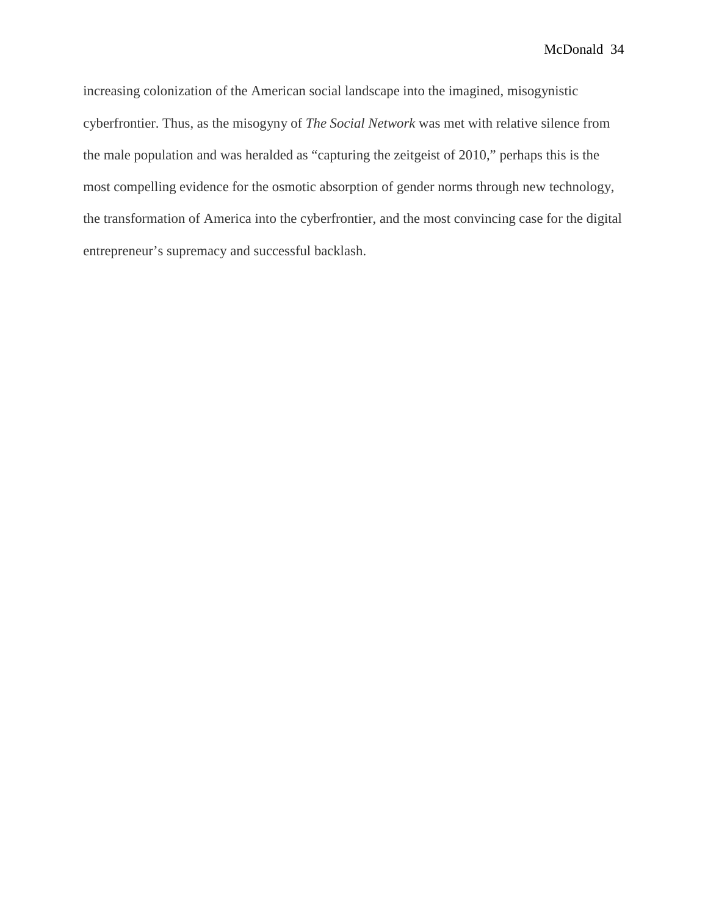increasing colonization of the American social landscape into the imagined, misogynistic cyberfrontier. Thus, as the misogyny of *The Social Network* was met with relative silence from the male population and was heralded as "capturing the zeitgeist of 2010," perhaps this is the most compelling evidence for the osmotic absorption of gender norms through new technology, the transformation of America into the cyberfrontier, and the most convincing case for the digital entrepreneur's supremacy and successful backlash.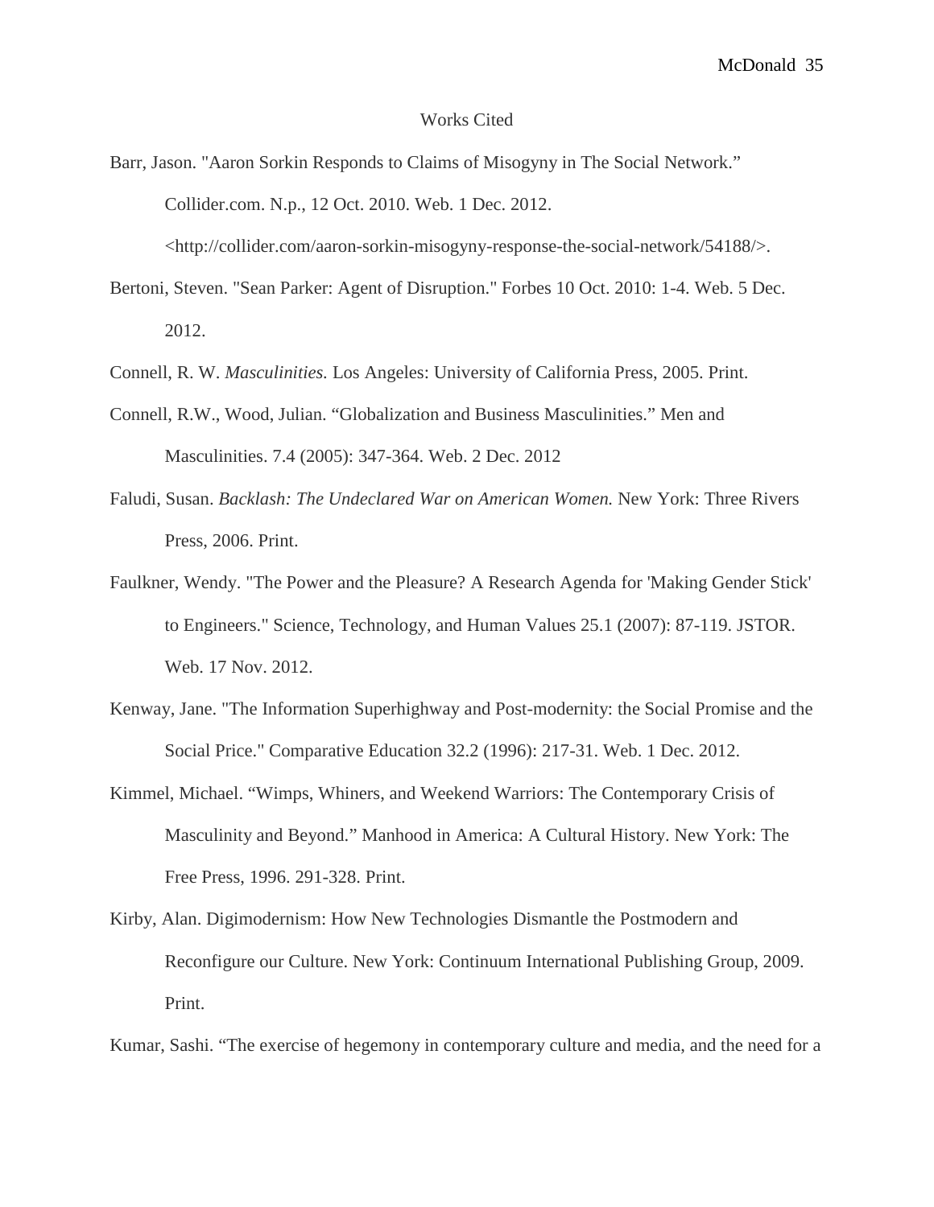# Works Cited

Barr, Jason. "Aaron Sorkin Responds to Claims of Misogyny in The Social Network." Collider.com. N.p., 12 Oct. 2010. Web. 1 Dec. 2012. <http://collider.com/aaron-sorkin-misogyny-response-the-social-network/54188/>.

Bertoni, Steven. "Sean Parker: Agent of Disruption." Forbes 10 Oct. 2010: 1-4. Web. 5 Dec. 2012.

Connell, R. W. *Masculinities.* Los Angeles: University of California Press, 2005. Print.

Connell, R.W., Wood, Julian. "Globalization and Business Masculinities." Men and Masculinities. 7.4 (2005): 347-364. Web. 2 Dec. 2012

Faludi, Susan. *Backlash: The Undeclared War on American Women.* New York: Three Rivers Press, 2006. Print.

Faulkner, Wendy. "The Power and the Pleasure? A Research Agenda for 'Making Gender Stick' to Engineers." Science, Technology, and Human Values 25.1 (2007): 87-119. JSTOR. Web. 17 Nov. 2012.

Kenway, Jane. "The Information Superhighway and Post-modernity: the Social Promise and the Social Price." Comparative Education 32.2 (1996): 217-31. Web. 1 Dec. 2012.

Kimmel, Michael. "Wimps, Whiners, and Weekend Warriors: The Contemporary Crisis of Masculinity and Beyond." Manhood in America: A Cultural History. New York: The Free Press, 1996. 291-328. Print.

Kirby, Alan. Digimodernism: How New Technologies Dismantle the Postmodern and Reconfigure our Culture. New York: Continuum International Publishing Group, 2009. Print.

Kumar, Sashi. "The exercise of hegemony in contemporary culture and media, and the need for a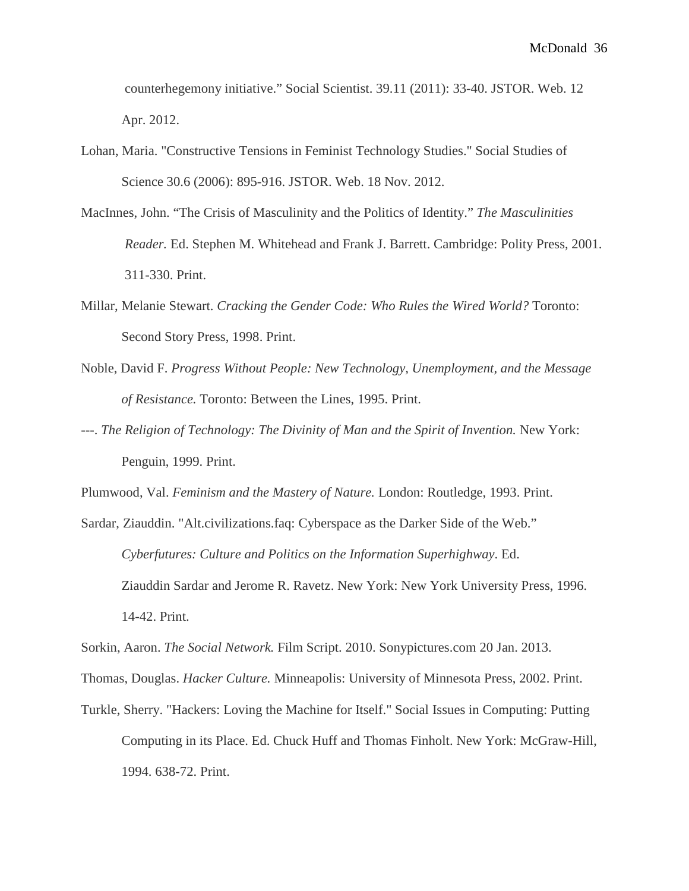counterhegemony initiative." Social Scientist. 39.11 (2011): 33-40. JSTOR. Web. 12 Apr. 2012.

Lohan, Maria. "Constructive Tensions in Feminist Technology Studies." Social Studies of Science 30.6 (2006): 895-916. JSTOR. Web. 18 Nov. 2012.

MacInnes, John. "The Crisis of Masculinity and the Politics of Identity." *The Masculinities Reader.* Ed. Stephen M. Whitehead and Frank J. Barrett. Cambridge: Polity Press, 2001. 311-330. Print.

Millar, Melanie Stewart. *Cracking the Gender Code: Who Rules the Wired World?* Toronto: Second Story Press, 1998. Print.

Noble, David F. *Progress Without People: New Technology, Unemployment, and the Message of Resistance.* Toronto: Between the Lines, 1995. Print.

---. *The Religion of Technology: The Divinity of Man and the Spirit of Invention.* New York: Penguin, 1999. Print.

Plumwood, Val. *Feminism and the Mastery of Nature.* London: Routledge, 1993. Print.

Sardar, Ziauddin. "Alt.civilizations.faq: Cyberspace as the Darker Side of the Web." *Cyberfutures: Culture and Politics on the Information Superhighway*. Ed. Ziauddin Sardar and Jerome R. Ravetz. New York: New York University Press, 1996. 14-42. Print.

Sorkin, Aaron. *The Social Network.* Film Script. 2010. Sonypictures.com 20 Jan. 2013.

Thomas, Douglas. *Hacker Culture.* Minneapolis: University of Minnesota Press, 2002. Print.

Turkle, Sherry. "Hackers: Loving the Machine for Itself." Social Issues in Computing: Putting Computing in its Place. Ed. Chuck Huff and Thomas Finholt. New York: McGraw-Hill, 1994. 638-72. Print.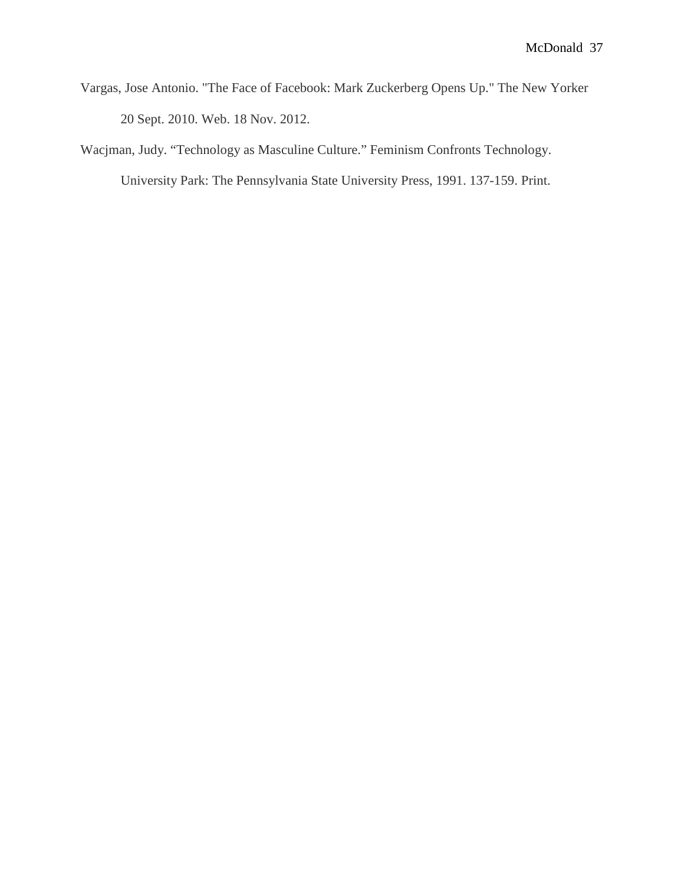Vargas, Jose Antonio. "The Face of Facebook: Mark Zuckerberg Opens Up." The New Yorker 20 Sept. 2010. Web. 18 Nov. 2012.

Wacjman, Judy. “Technology as Masculine Culture.” Feminism Confronts Technology. University Park: The Pennsylvania State University Press, 1991. 137-159. Print.